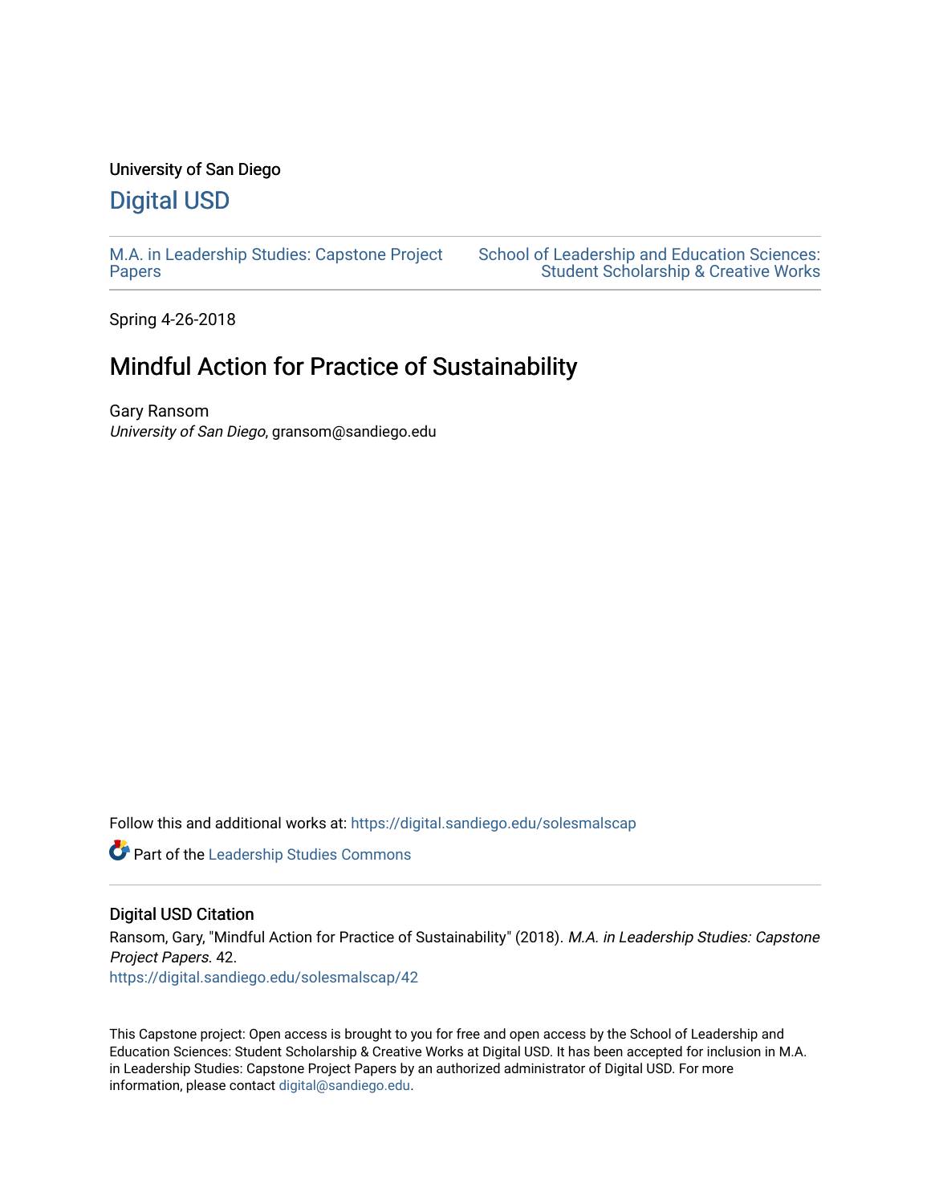University of San Diego

# Digital USD

M.A. in Leadership Studies: Capstone Project Papers

School of Leadership and Education Sciences: Student Scholarship & Creative Works

Spring 4-26-2018

## Mindful Action for Practice of Sustainability

Gary Ransom
*University of San Diego*, gransom@sandiego.edu

Follow this and additional works at: https://digital.sandiego.edu/solesmalscap

Part of the Leadership Studies Commons

### Digital USD Citation

Ransom, Gary, "Mindful Action for Practice of Sustainability" (2018). *M.A. in Leadership Studies: Capstone Project Papers*. 42.
https://digital.sandiego.edu/solesmalscap/42

This Capstone project: Open access is brought to you for free and open access by the School of Leadership and Education Sciences: Student Scholarship & Creative Works at Digital USD. It has been accepted for inclusion in M.A. in Leadership Studies: Capstone Project Papers by an authorized administrator of Digital USD. For more information, please contact digital@sandiego.edu.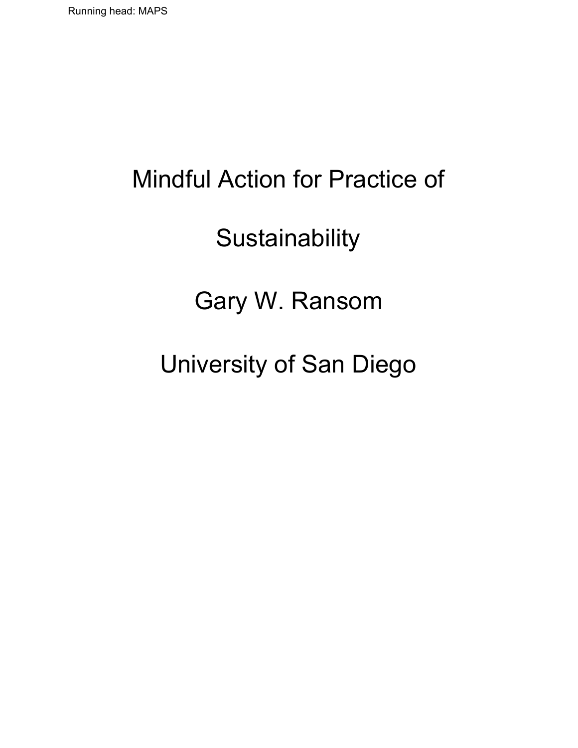# Mindful Action for Practice of Sustainability

Gary W. Ransom

University of San Diego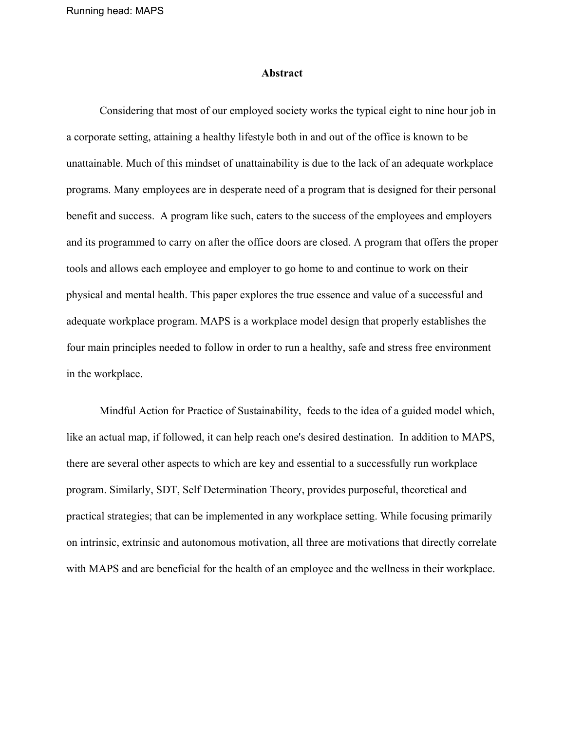## Abstract

Considering that most of our employed society works the typical eight to nine hour job in a corporate setting, attaining a healthy lifestyle both in and out of the office is known to be unattainable. Much of this mindset of unattainability is due to the lack of an adequate workplace programs. Many employees are in desperate need of a program that is designed for their personal benefit and success. A program like such, caters to the success of the employees and employers and its programmed to carry on after the office doors are closed. A program that offers the proper tools and allows each employee and employer to go home to and continue to work on their physical and mental health. This paper explores the true essence and value of a successful and adequate workplace program. MAPS is a workplace model design that properly establishes the four main principles needed to follow in order to run a healthy, safe and stress free environment in the workplace.

Mindful Action for Practice of Sustainability, feeds to the idea of a guided model which, like an actual map, if followed, it can help reach one's desired destination. In addition to MAPS, there are several other aspects to which are key and essential to a successfully run workplace program. Similarly, SDT, Self Determination Theory, provides purposeful, theoretical and practical strategies; that can be implemented in any workplace setting. While focusing primarily on intrinsic, extrinsic and autonomous motivation, all three are motivations that directly correlate with MAPS and are beneficial for the health of an employee and the wellness in their workplace.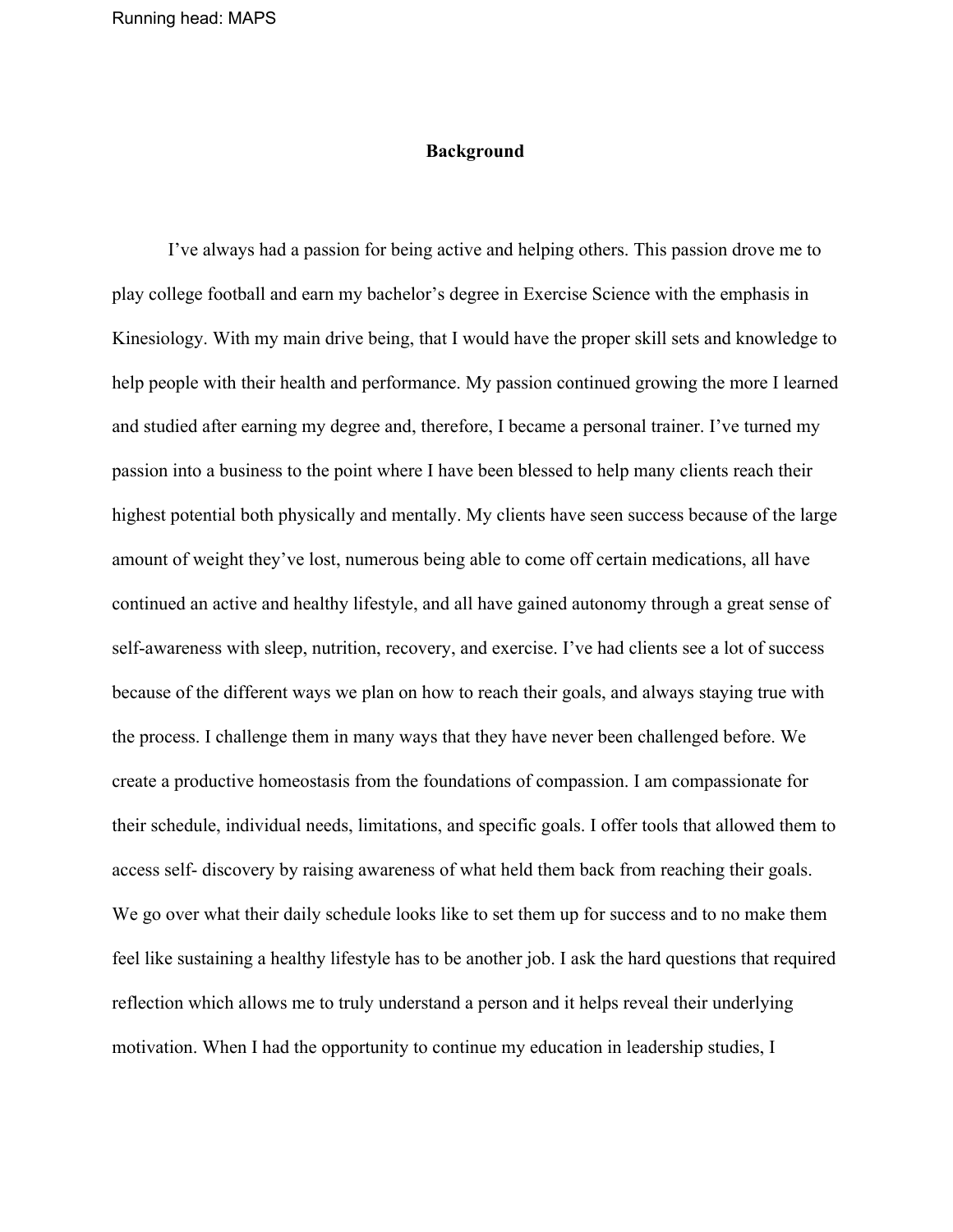## Background

I've always had a passion for being active and helping others. This passion drove me to play college football and earn my bachelor's degree in Exercise Science with the emphasis in Kinesiology. With my main drive being, that I would have the proper skill sets and knowledge to help people with their health and performance. My passion continued growing the more I learned and studied after earning my degree and, therefore, I became a personal trainer. I've turned my passion into a business to the point where I have been blessed to help many clients reach their highest potential both physically and mentally. My clients have seen success because of the large amount of weight they've lost, numerous being able to come off certain medications, all have continued an active and healthy lifestyle, and all have gained autonomy through a great sense of self-awareness with sleep, nutrition, recovery, and exercise. I've had clients see a lot of success because of the different ways we plan on how to reach their goals, and always staying true with the process. I challenge them in many ways that they have never been challenged before. We create a productive homeostasis from the foundations of compassion. I am compassionate for their schedule, individual needs, limitations, and specific goals. I offer tools that allowed them to access self- discovery by raising awareness of what held them back from reaching their goals. We go over what their daily schedule looks like to set them up for success and to no make them feel like sustaining a healthy lifestyle has to be another job. I ask the hard questions that required reflection which allows me to truly understand a person and it helps reveal their underlying motivation. When I had the opportunity to continue my education in leadership studies, I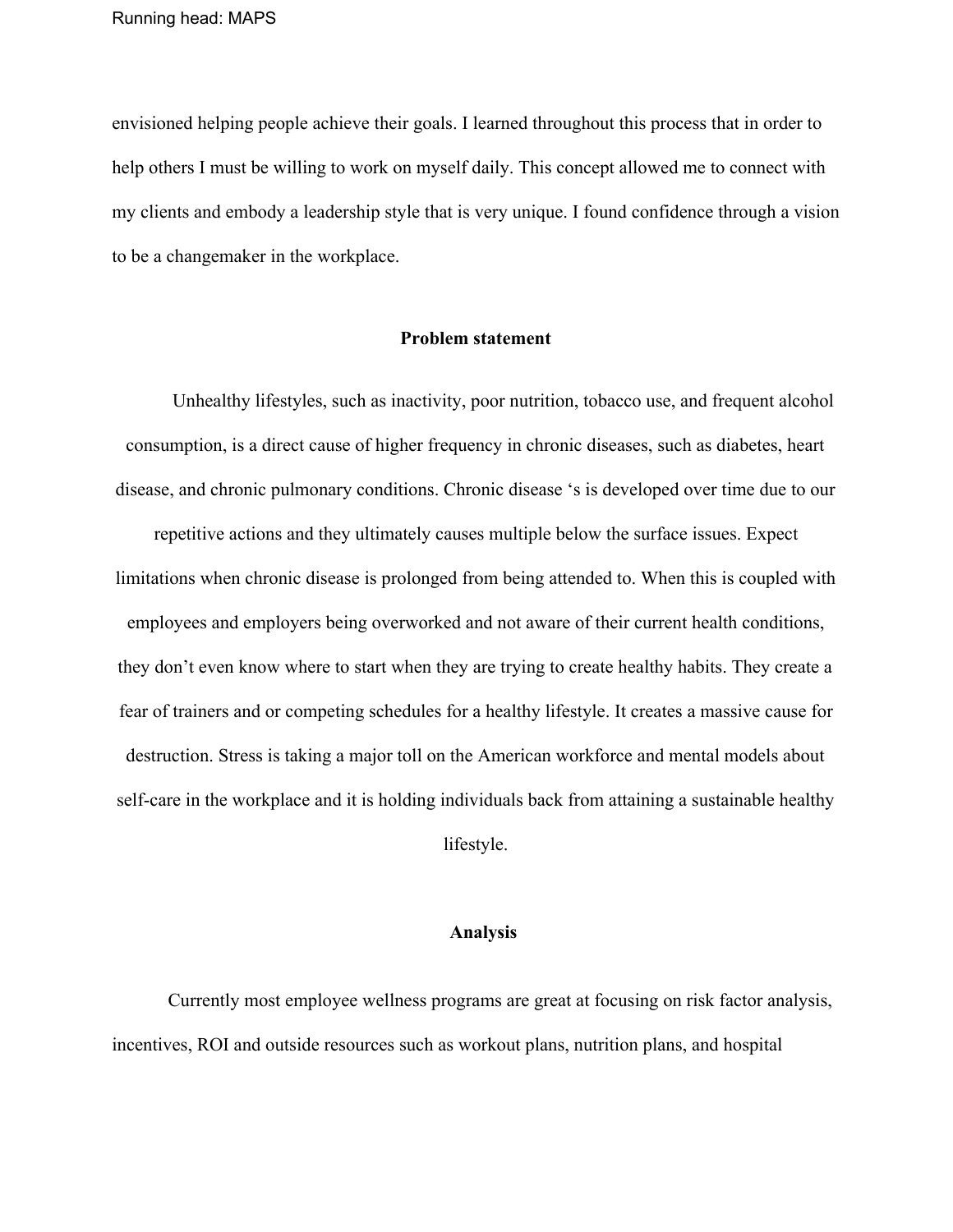envisioned helping people achieve their goals. I learned throughout this process that in order to help others I must be willing to work on myself daily. This concept allowed me to connect with my clients and embody a leadership style that is very unique. I found confidence through a vision to be a changemaker in the workplace.

## Problem statement

Unhealthy lifestyles, such as inactivity, poor nutrition, tobacco use, and frequent alcohol consumption, is a direct cause of higher frequency in chronic diseases, such as diabetes, heart disease, and chronic pulmonary conditions. Chronic disease ‘s is developed over time due to our repetitive actions and they ultimately causes multiple below the surface issues. Expect limitations when chronic disease is prolonged from being attended to. When this is coupled with employees and employers being overworked and not aware of their current health conditions, they don’t even know where to start when they are trying to create healthy habits. They create a fear of trainers and or competing schedules for a healthy lifestyle. It creates a massive cause for destruction. Stress is taking a major toll on the American workforce and mental models about self-care in the workplace and it is holding individuals back from attaining a sustainable healthy lifestyle.

## Analysis

Currently most employee wellness programs are great at focusing on risk factor analysis, incentives, ROI and outside resources such as workout plans, nutrition plans, and hospital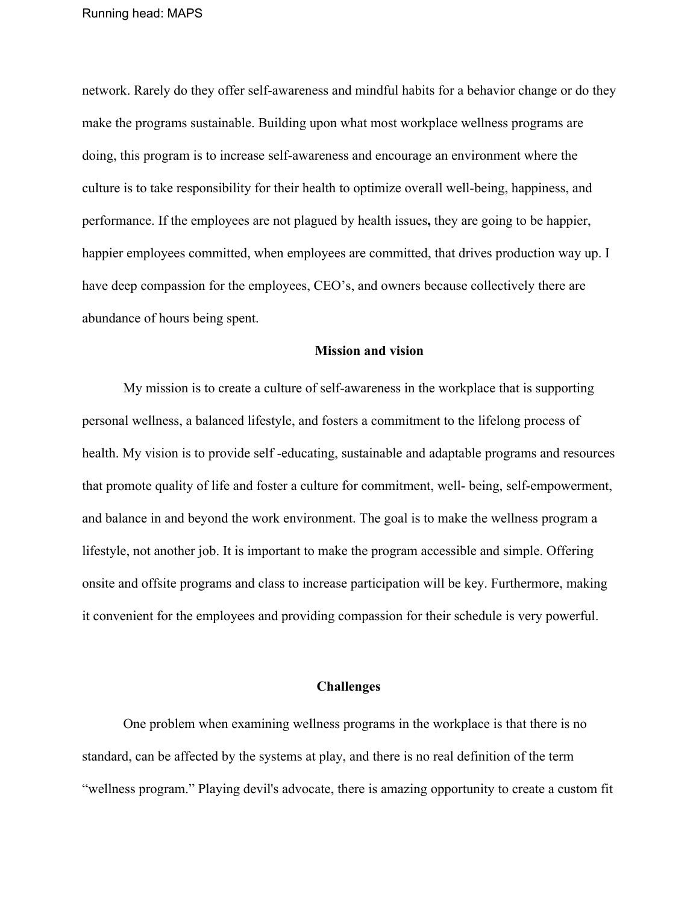network. Rarely do they offer self-awareness and mindful habits for a behavior change or do they make the programs sustainable. Building upon what most workplace wellness programs are doing, this program is to increase self-awareness and encourage an environment where the culture is to take responsibility for their health to optimize overall well-being, happiness, and performance. If the employees are not plagued by health issues**,** they are going to be happier, happier employees committed, when employees are committed, that drives production way up. I have deep compassion for the employees, CEO's, and owners because collectively there are abundance of hours being spent.

## Mission and vision

My mission is to create a culture of self-awareness in the workplace that is supporting personal wellness, a balanced lifestyle, and fosters a commitment to the lifelong process of health. My vision is to provide self -educating, sustainable and adaptable programs and resources that promote quality of life and foster a culture for commitment, well- being, self-empowerment, and balance in and beyond the work environment. The goal is to make the wellness program a lifestyle, not another job. It is important to make the program accessible and simple. Offering onsite and offsite programs and class to increase participation will be key. Furthermore, making it convenient for the employees and providing compassion for their schedule is very powerful.

## Challenges

One problem when examining wellness programs in the workplace is that there is no standard, can be affected by the systems at play, and there is no real definition of the term "wellness program." Playing devil's advocate, there is amazing opportunity to create a custom fit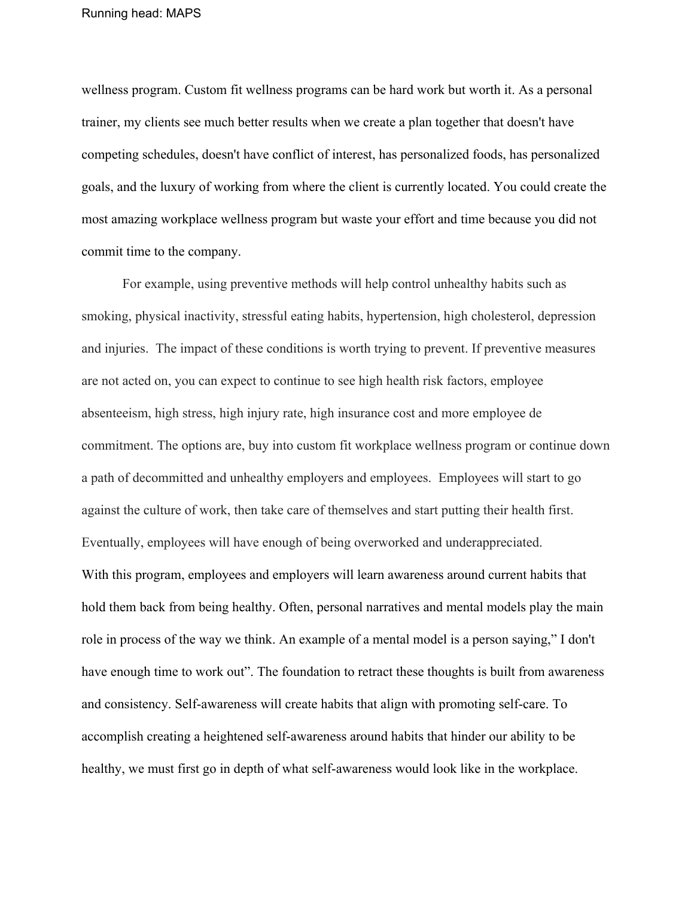wellness program. Custom fit wellness programs can be hard work but worth it. As a personal trainer, my clients see much better results when we create a plan together that doesn't have competing schedules, doesn't have conflict of interest, has personalized foods, has personalized goals, and the luxury of working from where the client is currently located. You could create the most amazing workplace wellness program but waste your effort and time because you did not commit time to the company.

For example, using preventive methods will help control unhealthy habits such as smoking, physical inactivity, stressful eating habits, hypertension, high cholesterol, depression and injuries. The impact of these conditions is worth trying to prevent. If preventive measures are not acted on, you can expect to continue to see high health risk factors, employee absenteeism, high stress, high injury rate, high insurance cost and more employee de commitment. The options are, buy into custom fit workplace wellness program or continue down a path of decommitted and unhealthy employers and employees. Employees will start to go against the culture of work, then take care of themselves and start putting their health first. Eventually, employees will have enough of being overworked and underappreciated.

With this program, employees and employers will learn awareness around current habits that hold them back from being healthy. Often, personal narratives and mental models play the main role in process of the way we think. An example of a mental model is a person saying," I don't have enough time to work out". The foundation to retract these thoughts is built from awareness and consistency. Self-awareness will create habits that align with promoting self-care. To accomplish creating a heightened self-awareness around habits that hinder our ability to be healthy, we must first go in depth of what self-awareness would look like in the workplace.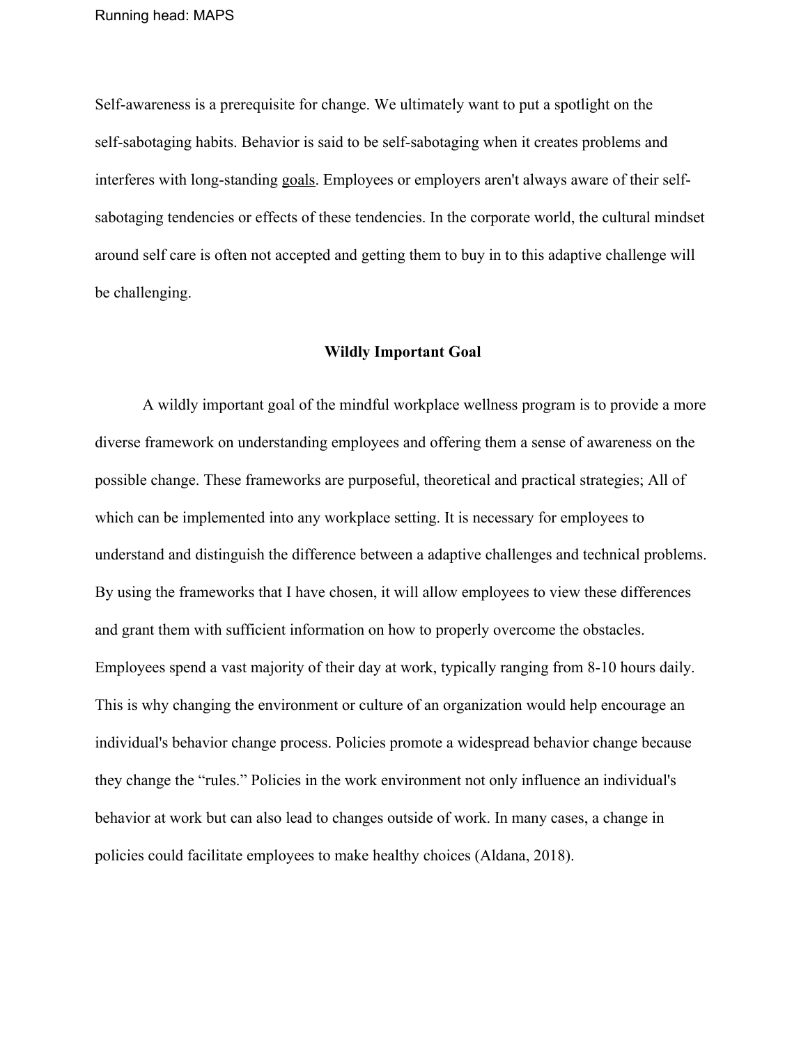Self-awareness is a prerequisite for change. We ultimately want to put a spotlight on the self-sabotaging habits. Behavior is said to be self-sabotaging when it creates problems and interferes with long-standing goals. Employees or employers aren't always aware of their self-sabotaging tendencies or effects of these tendencies. In the corporate world, the cultural mindset around self care is often not accepted and getting them to buy in to this adaptive challenge will be challenging.

## Wildly Important Goal

A wildly important goal of the mindful workplace wellness program is to provide a more diverse framework on understanding employees and offering them a sense of awareness on the possible change. These frameworks are purposeful, theoretical and practical strategies; All of which can be implemented into any workplace setting. It is necessary for employees to understand and distinguish the difference between a adaptive challenges and technical problems. By using the frameworks that I have chosen, it will allow employees to view these differences and grant them with sufficient information on how to properly overcome the obstacles. Employees spend a vast majority of their day at work, typically ranging from 8-10 hours daily. This is why changing the environment or culture of an organization would help encourage an individual's behavior change process. Policies promote a widespread behavior change because they change the "rules." Policies in the work environment not only influence an individual's behavior at work but can also lead to changes outside of work. In many cases, a change in policies could facilitate employees to make healthy choices (Aldana, 2018).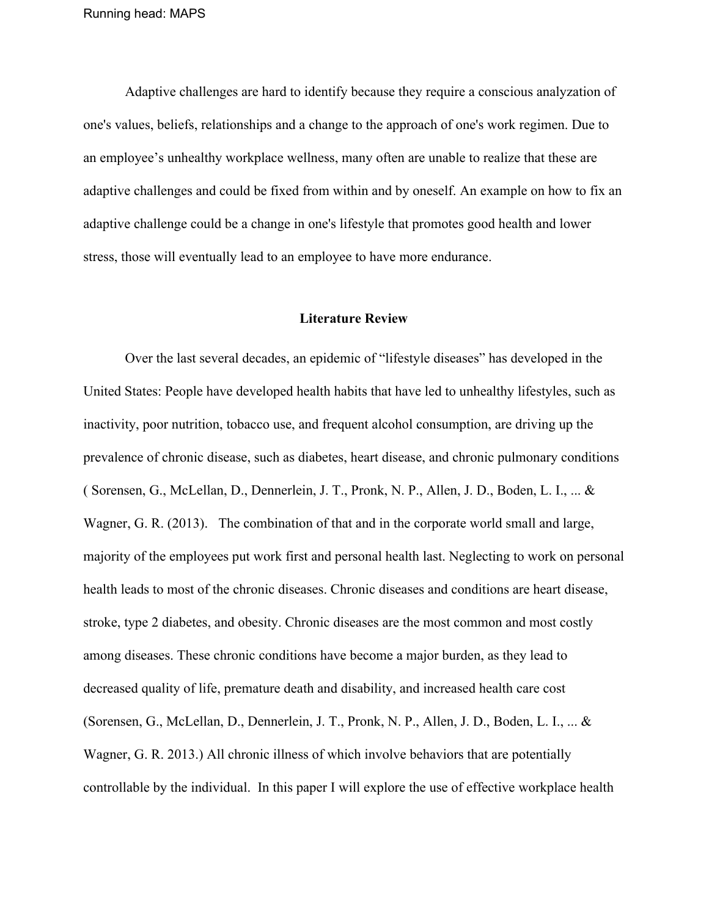Adaptive challenges are hard to identify because they require a conscious analyzation of one's values, beliefs, relationships and a change to the approach of one's work regimen. Due to an employee's unhealthy workplace wellness, many often are unable to realize that these are adaptive challenges and could be fixed from within and by oneself. An example on how to fix an adaptive challenge could be a change in one's lifestyle that promotes good health and lower stress, those will eventually lead to an employee to have more endurance.

## Literature Review

Over the last several decades, an epidemic of "lifestyle diseases" has developed in the United States: People have developed health habits that have led to unhealthy lifestyles, such as inactivity, poor nutrition, tobacco use, and frequent alcohol consumption, are driving up the prevalence of chronic disease, such as diabetes, heart disease, and chronic pulmonary conditions ( Sorensen, G., McLellan, D., Dennerlein, J. T., Pronk, N. P., Allen, J. D., Boden, L. I., ... & Wagner, G. R. (2013). The combination of that and in the corporate world small and large, majority of the employees put work first and personal health last. Neglecting to work on personal health leads to most of the chronic diseases. Chronic diseases and conditions are heart disease, stroke, type 2 diabetes, and obesity. Chronic diseases are the most common and most costly among diseases. These chronic conditions have become a major burden, as they lead to decreased quality of life, premature death and disability, and increased health care cost (Sorensen, G., McLellan, D., Dennerlein, J. T., Pronk, N. P., Allen, J. D., Boden, L. I., ... & Wagner, G. R. 2013.) All chronic illness of which involve behaviors that are potentially controllable by the individual. In this paper I will explore the use of effective workplace health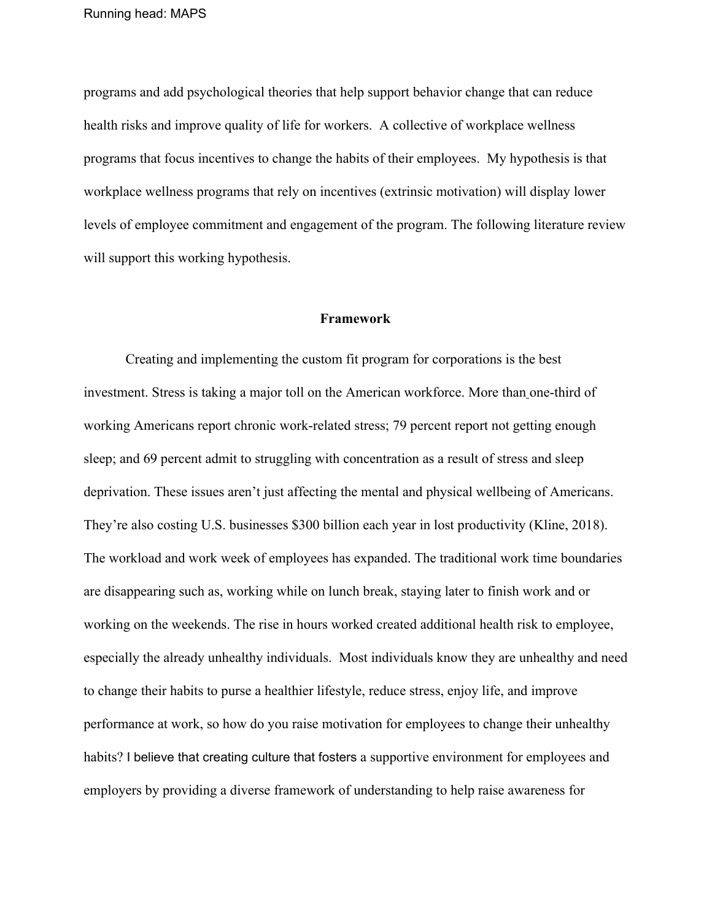programs and add psychological theories that help support behavior change that can reduce health risks and improve quality of life for workers. A collective of workplace wellness programs that focus incentives to change the habits of their employees. My hypothesis is that workplace wellness programs that rely on incentives (extrinsic motivation) will display lower levels of employee commitment and engagement of the program. The following literature review will support this working hypothesis.

## Framework

Creating and implementing the custom fit program for corporations is the best investment. Stress is taking a major toll on the American workforce. More than one-third of working Americans report chronic work-related stress; 79 percent report not getting enough sleep; and 69 percent admit to struggling with concentration as a result of stress and sleep deprivation. These issues aren't just affecting the mental and physical wellbeing of Americans. They're also costing U.S. businesses $300 billion each year in lost productivity (Kline, 2018). The workload and work week of employees has expanded. The traditional work time boundaries are disappearing such as, working while on lunch break, staying later to finish work and or working on the weekends. The rise in hours worked created additional health risk to employee, especially the already unhealthy individuals. Most individuals know they are unhealthy and need to change their habits to purse a healthier lifestyle, reduce stress, enjoy life, and improve performance at work, so how do you raise motivation for employees to change their unhealthy habits? I believe that creating culture that fosters a supportive environment for employees and employers by providing a diverse framework of understanding to help raise awareness for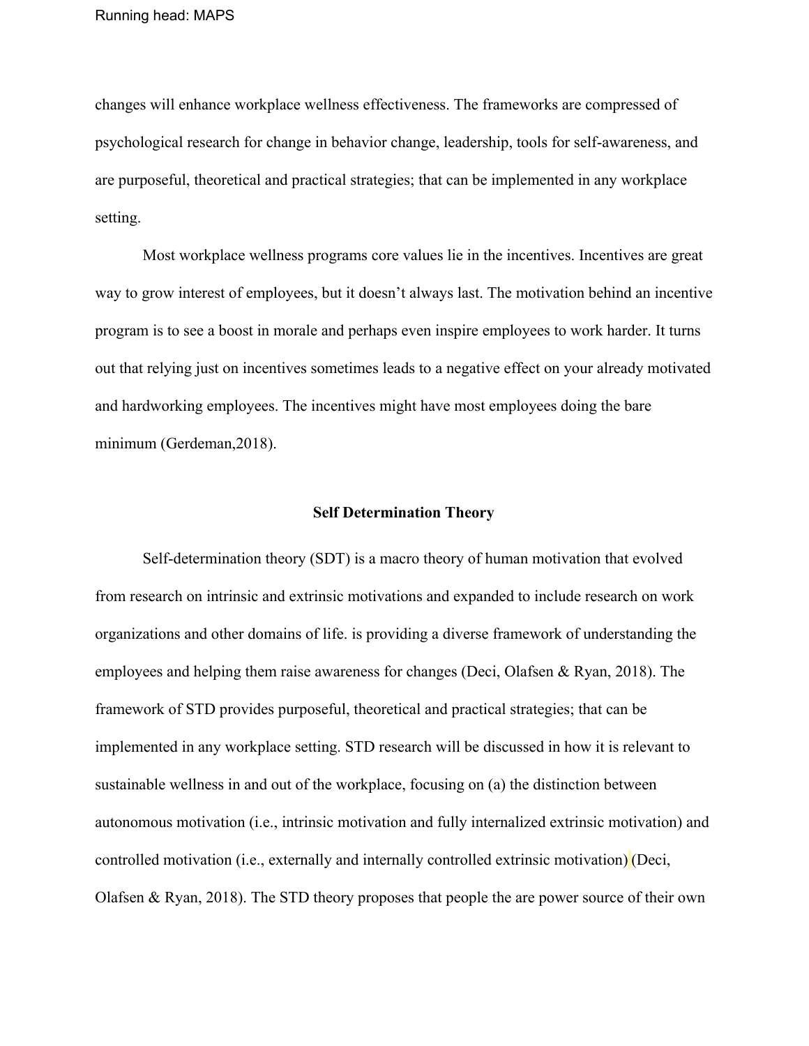changes will enhance workplace wellness effectiveness. The frameworks are compressed of psychological research for change in behavior change, leadership, tools for self-awareness, and are purposeful, theoretical and practical strategies; that can be implemented in any workplace setting.

Most workplace wellness programs core values lie in the incentives. Incentives are great way to grow interest of employees, but it doesn't always last. The motivation behind an incentive program is to see a boost in morale and perhaps even inspire employees to work harder. It turns out that relying just on incentives sometimes leads to a negative effect on your already motivated and hardworking employees. The incentives might have most employees doing the bare minimum (Gerdeman,2018).

## Self Determination Theory

Self-determination theory (SDT) is a macro theory of human motivation that evolved from research on intrinsic and extrinsic motivations and expanded to include research on work organizations and other domains of life. is providing a diverse framework of understanding the employees and helping them raise awareness for changes (Deci, Olafsen & Ryan, 2018). The framework of STD provides purposeful, theoretical and practical strategies; that can be implemented in any workplace setting. STD research will be discussed in how it is relevant to sustainable wellness in and out of the workplace, focusing on (a) the distinction between autonomous motivation (i.e., intrinsic motivation and fully internalized extrinsic motivation) and controlled motivation (i.e., externally and internally controlled extrinsic motivation) (Deci, Olafsen & Ryan, 2018). The STD theory proposes that people the are power source of their own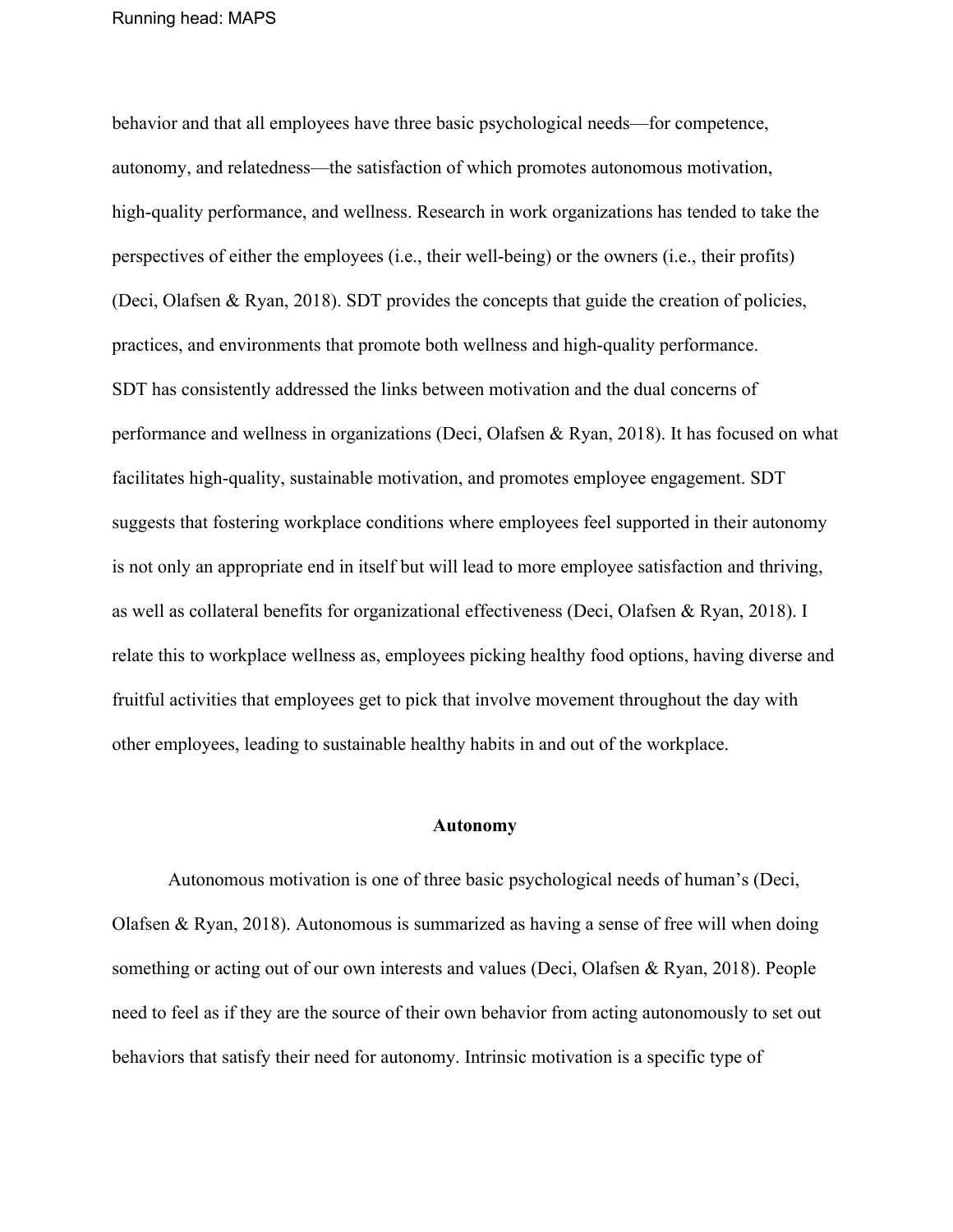behavior and that all employees have three basic psychological needs—for competence, autonomy, and relatedness—the satisfaction of which promotes autonomous motivation, high-quality performance, and wellness. Research in work organizations has tended to take the perspectives of either the employees (i.e., their well-being) or the owners (i.e., their profits) (Deci, Olafsen & Ryan, 2018). SDT provides the concepts that guide the creation of policies, practices, and environments that promote both wellness and high-quality performance.
SDT has consistently addressed the links between motivation and the dual concerns of performance and wellness in organizations (Deci, Olafsen & Ryan, 2018). It has focused on what facilitates high-quality, sustainable motivation, and promotes employee engagement. SDT suggests that fostering workplace conditions where employees feel supported in their autonomy is not only an appropriate end in itself but will lead to more employee satisfaction and thriving, as well as collateral benefits for organizational effectiveness (Deci, Olafsen & Ryan, 2018). I relate this to workplace wellness as, employees picking healthy food options, having diverse and fruitful activities that employees get to pick that involve movement throughout the day with other employees, leading to sustainable healthy habits in and out of the workplace.

## Autonomy

Autonomous motivation is one of three basic psychological needs of human's (Deci, Olafsen & Ryan, 2018). Autonomous is summarized as having a sense of free will when doing something or acting out of our own interests and values (Deci, Olafsen & Ryan, 2018). People need to feel as if they are the source of their own behavior from acting autonomously to set out behaviors that satisfy their need for autonomy. Intrinsic motivation is a specific type of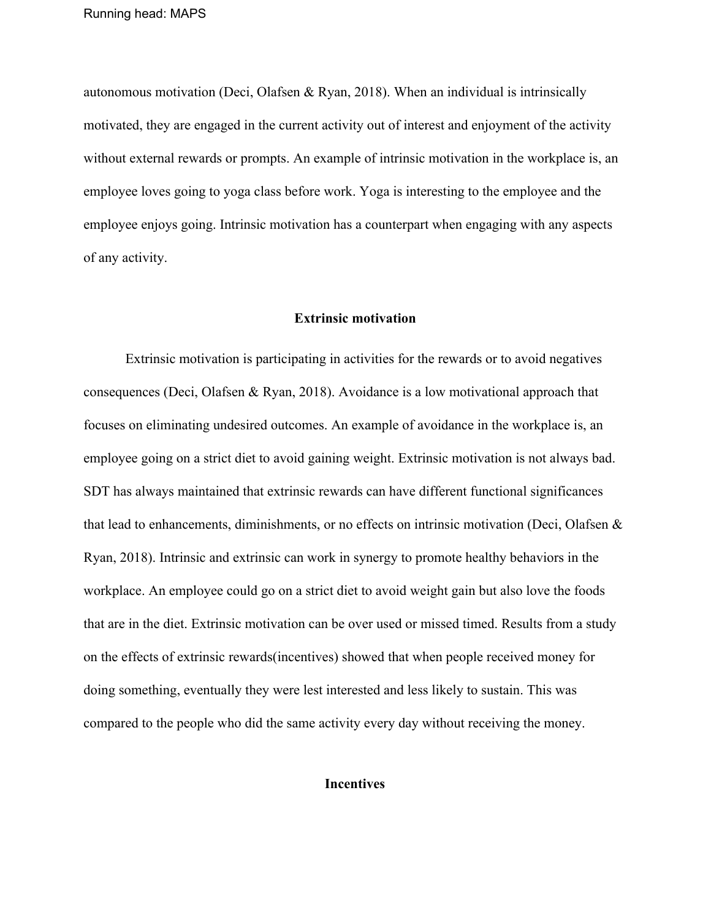autonomous motivation (Deci, Olafsen & Ryan, 2018). When an individual is intrinsically motivated, they are engaged in the current activity out of interest and enjoyment of the activity without external rewards or prompts. An example of intrinsic motivation in the workplace is, an employee loves going to yoga class before work. Yoga is interesting to the employee and the employee enjoys going. Intrinsic motivation has a counterpart when engaging with any aspects of any activity.

## Extrinsic motivation

Extrinsic motivation is participating in activities for the rewards or to avoid negatives consequences (Deci, Olafsen & Ryan, 2018). Avoidance is a low motivational approach that focuses on eliminating undesired outcomes. An example of avoidance in the workplace is, an employee going on a strict diet to avoid gaining weight. Extrinsic motivation is not always bad. SDT has always maintained that extrinsic rewards can have different functional significances that lead to enhancements, diminishments, or no effects on intrinsic motivation (Deci, Olafsen & Ryan, 2018). Intrinsic and extrinsic can work in synergy to promote healthy behaviors in the workplace. An employee could go on a strict diet to avoid weight gain but also love the foods that are in the diet. Extrinsic motivation can be over used or missed timed. Results from a study on the effects of extrinsic rewards(incentives) showed that when people received money for doing something, eventually they were lest interested and less likely to sustain. This was compared to the people who did the same activity every day without receiving the money.

## Incentives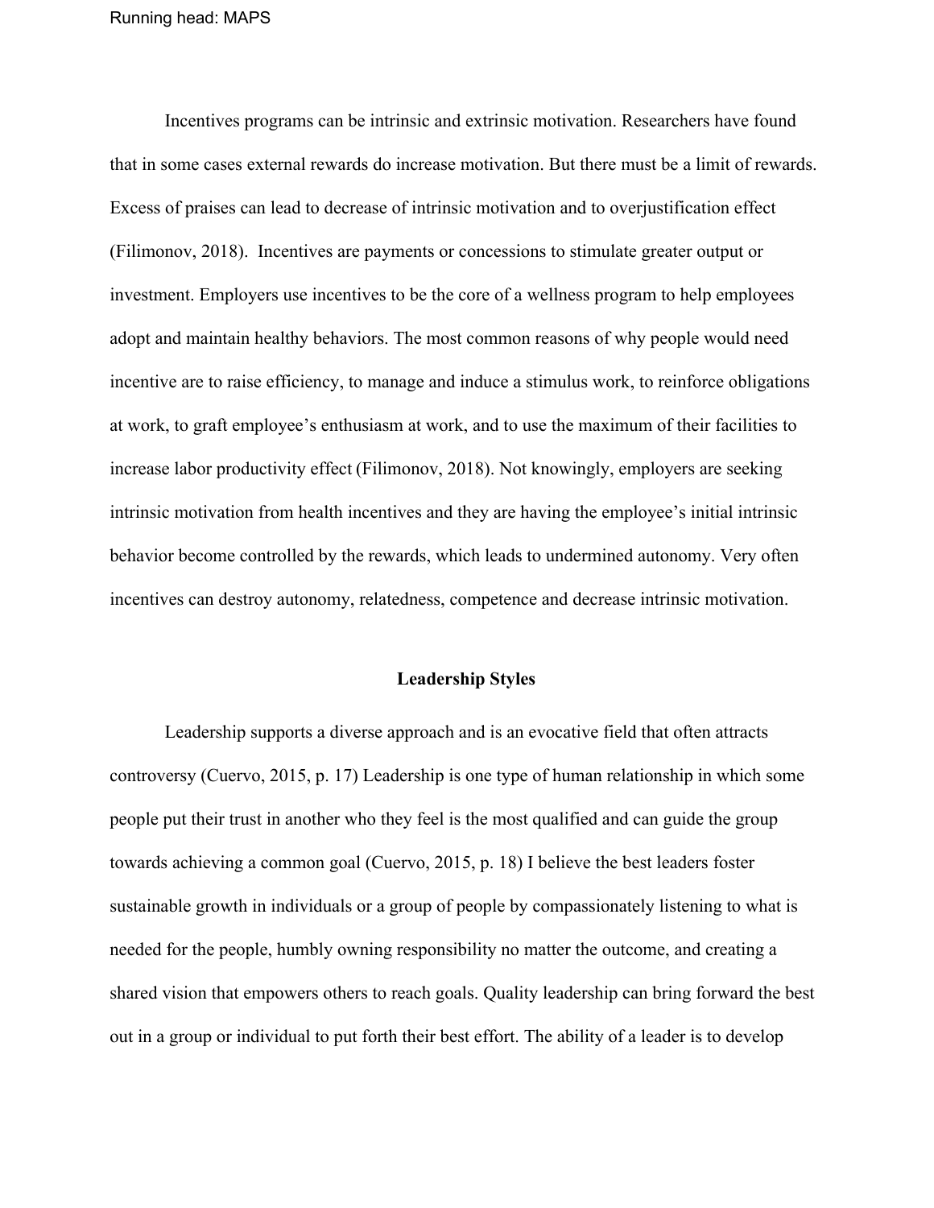Incentives programs can be intrinsic and extrinsic motivation. Researchers have found that in some cases external rewards do increase motivation. But there must be a limit of rewards. Excess of praises can lead to decrease of intrinsic motivation and to overjustification effect (Filimonov, 2018). Incentives are payments or concessions to stimulate greater output or investment. Employers use incentives to be the core of a wellness program to help employees adopt and maintain healthy behaviors. The most common reasons of why people would need incentive are to raise efficiency, to manage and induce a stimulus work, to reinforce obligations at work, to graft employee's enthusiasm at work, and to use the maximum of their facilities to increase labor productivity effect (Filimonov, 2018). Not knowingly, employers are seeking intrinsic motivation from health incentives and they are having the employee's initial intrinsic behavior become controlled by the rewards, which leads to undermined autonomy. Very often incentives can destroy autonomy, relatedness, competence and decrease intrinsic motivation.

## Leadership Styles

Leadership supports a diverse approach and is an evocative field that often attracts controversy (Cuervo, 2015, p. 17) Leadership is one type of human relationship in which some people put their trust in another who they feel is the most qualified and can guide the group towards achieving a common goal (Cuervo, 2015, p. 18) I believe the best leaders foster sustainable growth in individuals or a group of people by compassionately listening to what is needed for the people, humbly owning responsibility no matter the outcome, and creating a shared vision that empowers others to reach goals. Quality leadership can bring forward the best out in a group or individual to put forth their best effort. The ability of a leader is to develop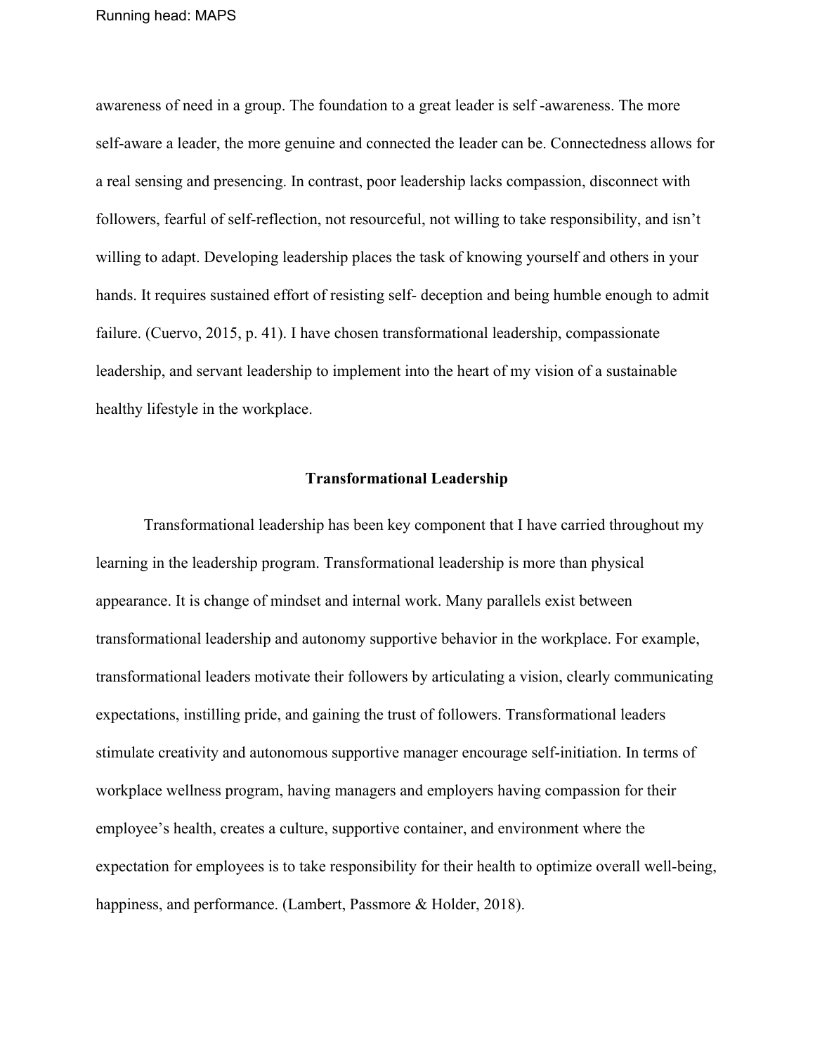awareness of need in a group. The foundation to a great leader is self -awareness. The more self-aware a leader, the more genuine and connected the leader can be. Connectedness allows for a real sensing and presencing. In contrast, poor leadership lacks compassion, disconnect with followers, fearful of self-reflection, not resourceful, not willing to take responsibility, and isn't willing to adapt. Developing leadership places the task of knowing yourself and others in your hands. It requires sustained effort of resisting self- deception and being humble enough to admit failure. (Cuervo, 2015, p. 41). I have chosen transformational leadership, compassionate leadership, and servant leadership to implement into the heart of my vision of a sustainable healthy lifestyle in the workplace.

## Transformational Leadership

Transformational leadership has been key component that I have carried throughout my learning in the leadership program. Transformational leadership is more than physical appearance. It is change of mindset and internal work. Many parallels exist between transformational leadership and autonomy supportive behavior in the workplace. For example, transformational leaders motivate their followers by articulating a vision, clearly communicating expectations, instilling pride, and gaining the trust of followers. Transformational leaders stimulate creativity and autonomous supportive manager encourage self-initiation. In terms of workplace wellness program, having managers and employers having compassion for their employee's health, creates a culture, supportive container, and environment where the expectation for employees is to take responsibility for their health to optimize overall well-being, happiness, and performance. (Lambert, Passmore & Holder, 2018).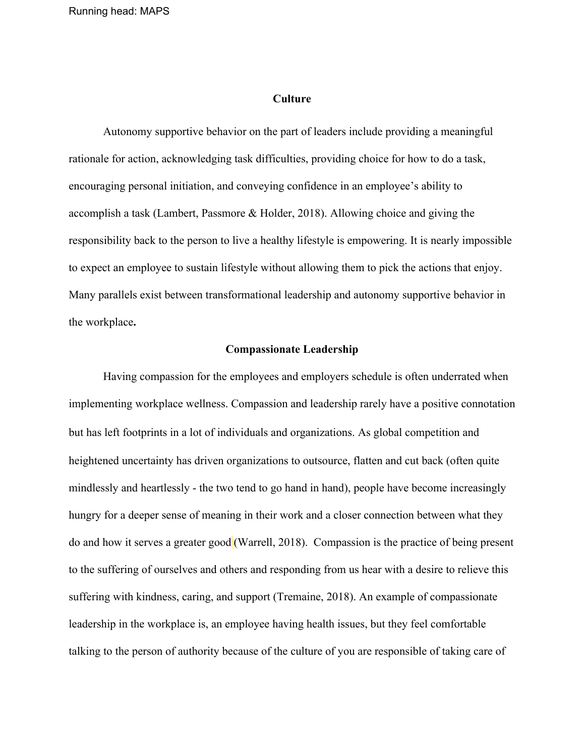## Culture

Autonomy supportive behavior on the part of leaders include providing a meaningful rationale for action, acknowledging task difficulties, providing choice for how to do a task, encouraging personal initiation, and conveying confidence in an employee's ability to accomplish a task (Lambert, Passmore & Holder, 2018). Allowing choice and giving the responsibility back to the person to live a healthy lifestyle is empowering. It is nearly impossible to expect an employee to sustain lifestyle without allowing them to pick the actions that enjoy. Many parallels exist between transformational leadership and autonomy supportive behavior in the workplace**.**

## Compassionate Leadership

Having compassion for the employees and employers schedule is often underrated when implementing workplace wellness. Compassion and leadership rarely have a positive connotation but has left footprints in a lot of individuals and organizations. As global competition and heightened uncertainty has driven organizations to outsource, flatten and cut back (often quite mindlessly and heartlessly - the two tend to go hand in hand), people have become increasingly hungry for a deeper sense of meaning in their work and a closer connection between what they do and how it serves a greater good (Warrell, 2018). Compassion is the practice of being present to the suffering of ourselves and others and responding from us hear with a desire to relieve this suffering with kindness, caring, and support (Tremaine, 2018). An example of compassionate leadership in the workplace is, an employee having health issues, but they feel comfortable talking to the person of authority because of the culture of you are responsible of taking care of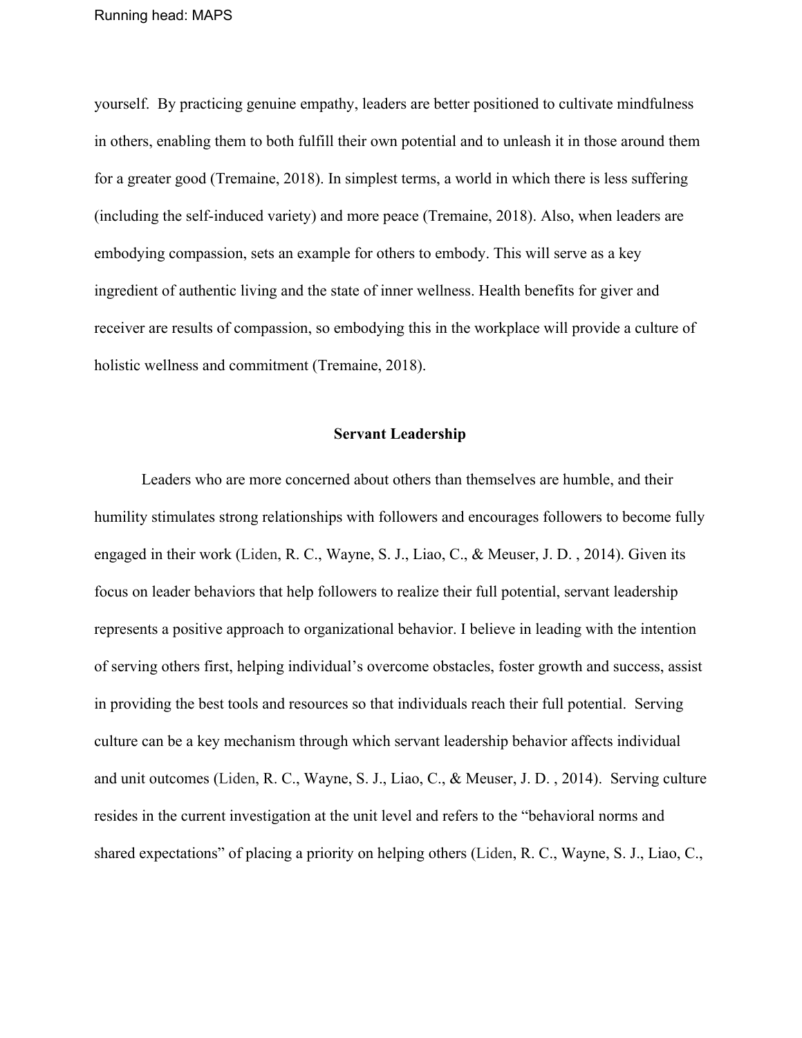yourself.  By practicing genuine empathy, leaders are better positioned to cultivate mindfulness in others, enabling them to both fulfill their own potential and to unleash it in those around them for a greater good (Tremaine, 2018). In simplest terms, a world in which there is less suffering (including the self-induced variety) and more peace (Tremaine, 2018). Also, when leaders are embodying compassion, sets an example for others to embody. This will serve as a key ingredient of authentic living and the state of inner wellness. Health benefits for giver and receiver are results of compassion, so embodying this in the workplace will provide a culture of holistic wellness and commitment (Tremaine, 2018).

## Servant Leadership

Leaders who are more concerned about others than themselves are humble, and their humility stimulates strong relationships with followers and encourages followers to become fully engaged in their work (Liden, R. C., Wayne, S. J., Liao, C., & Meuser, J. D. , 2014). Given its focus on leader behaviors that help followers to realize their full potential, servant leadership represents a positive approach to organizational behavior. I believe in leading with the intention of serving others first, helping individual's overcome obstacles, foster growth and success, assist in providing the best tools and resources so that individuals reach their full potential.  Serving culture can be a key mechanism through which servant leadership behavior affects individual and unit outcomes (Liden, R. C., Wayne, S. J., Liao, C., & Meuser, J. D. , 2014).  Serving culture resides in the current investigation at the unit level and refers to the "behavioral norms and shared expectations" of placing a priority on helping others (Liden, R. C., Wayne, S. J., Liao, C.,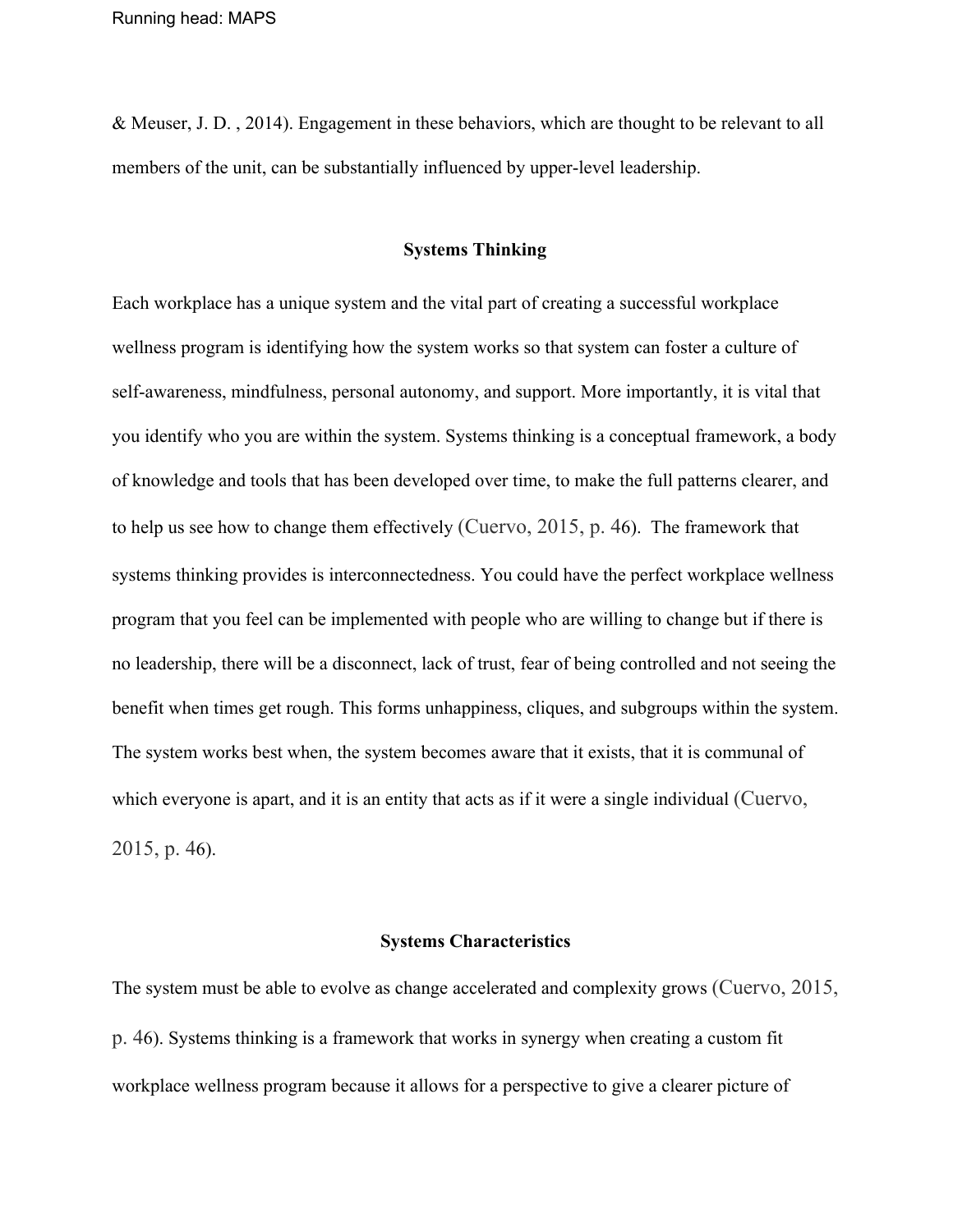& Meuser, J. D. , 2014). Engagement in these behaviors, which are thought to be relevant to all members of the unit, can be substantially influenced by upper-level leadership.

## Systems Thinking

Each workplace has a unique system and the vital part of creating a successful workplace wellness program is identifying how the system works so that system can foster a culture of self-awareness, mindfulness, personal autonomy, and support. More importantly, it is vital that you identify who you are within the system. Systems thinking is a conceptual framework, a body of knowledge and tools that has been developed over time, to make the full patterns clearer, and to help us see how to change them effectively (Cuervo, 2015, p. 46). The framework that systems thinking provides is interconnectedness. You could have the perfect workplace wellness program that you feel can be implemented with people who are willing to change but if there is no leadership, there will be a disconnect, lack of trust, fear of being controlled and not seeing the benefit when times get rough. This forms unhappiness, cliques, and subgroups within the system. The system works best when, the system becomes aware that it exists, that it is communal of which everyone is apart, and it is an entity that acts as if it were a single individual (Cuervo, 2015, p. 46).

## Systems Characteristics

The system must be able to evolve as change accelerated and complexity grows (Cuervo, 2015, p. 46). Systems thinking is a framework that works in synergy when creating a custom fit workplace wellness program because it allows for a perspective to give a clearer picture of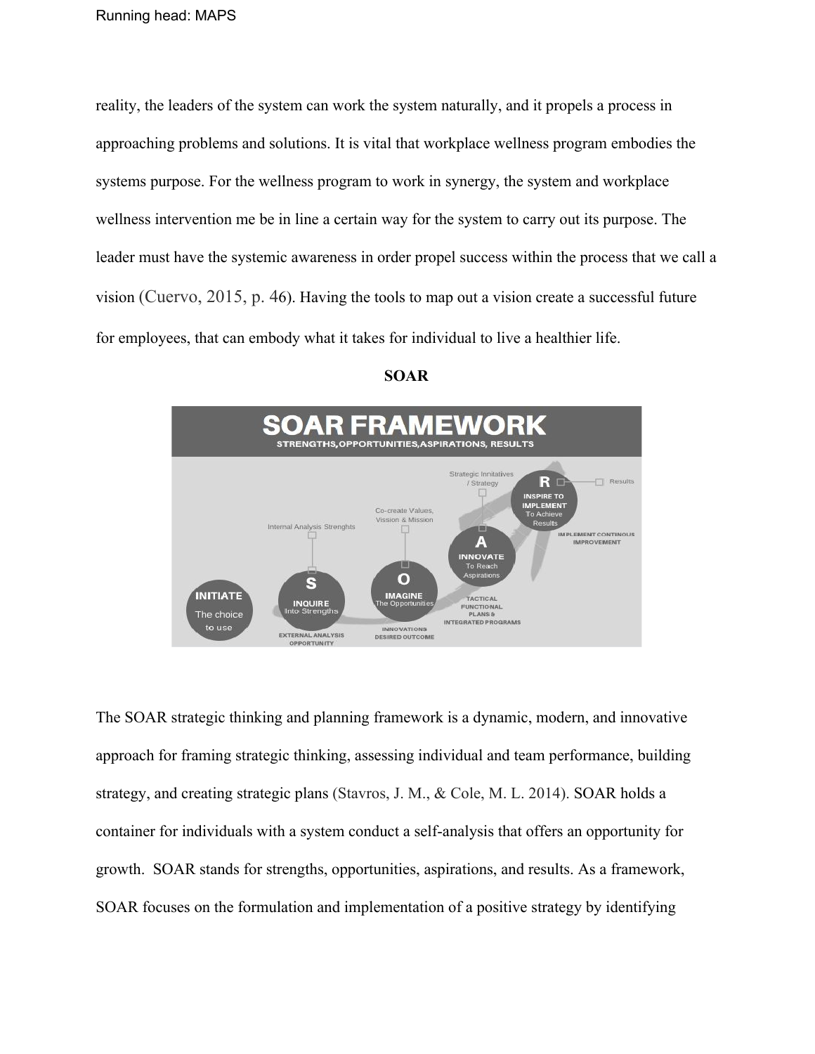reality, the leaders of the system can work the system naturally, and it propels a process in approaching problems and solutions. It is vital that workplace wellness program embodies the systems purpose. For the wellness program to work in synergy, the system and workplace wellness intervention me be in line a certain way for the system to carry out its purpose. The leader must have the systemic awareness in order propel success within the process that we call a vision (Cuervo, 2015, p. 46). Having the tools to map out a vision create a successful future for employees, that can embody what it takes for individual to live a healthier life.

**SOAR**

The SOAR strategic thinking and planning framework is a dynamic, modern, and innovative approach for framing strategic thinking, assessing individual and team performance, building strategy, and creating strategic plans (Stavros, J. M., & Cole, M. L. 2014). SOAR holds a container for individuals with a system conduct a self-analysis that offers an opportunity for growth. SOAR stands for strengths, opportunities, aspirations, and results. As a framework, SOAR focuses on the formulation and implementation of a positive strategy by identifying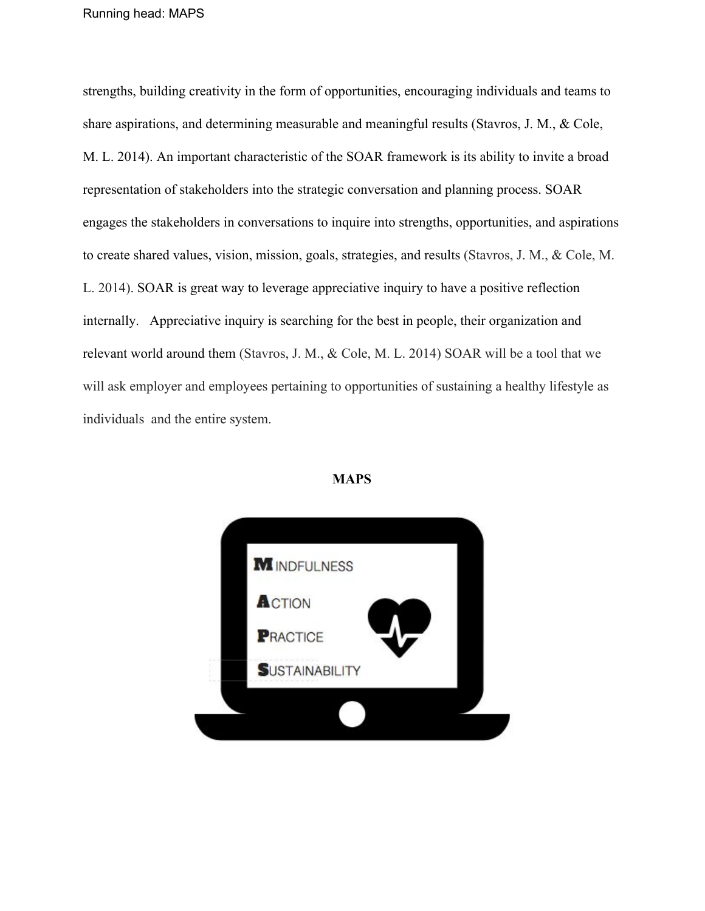strengths, building creativity in the form of opportunities, encouraging individuals and teams to share aspirations, and determining measurable and meaningful results (Stavros, J. M., & Cole, M. L. 2014). An important characteristic of the SOAR framework is its ability to invite a broad representation of stakeholders into the strategic conversation and planning process. SOAR engages the stakeholders in conversations to inquire into strengths, opportunities, and aspirations to create shared values, vision, mission, goals, strategies, and results (Stavros, J. M., & Cole, M. L. 2014). SOAR is great way to leverage appreciative inquiry to have a positive reflection internally. Appreciative inquiry is searching for the best in people, their organization and relevant world around them (Stavros, J. M., & Cole, M. L. 2014) SOAR will be a tool that we will ask employer and employees pertaining to opportunities of sustaining a healthy lifestyle as individuals and the entire system.

**MAPS**

MINDFULNESS

ACTION

PRACTICE

SUSTAINABILITY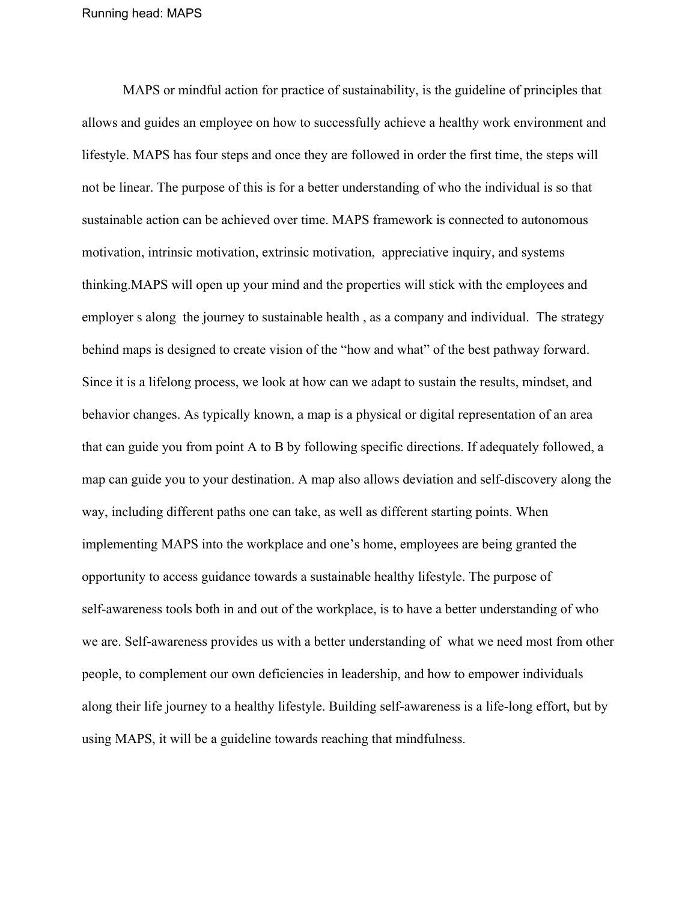MAPS or mindful action for practice of sustainability, is the guideline of principles that allows and guides an employee on how to successfully achieve a healthy work environment and lifestyle. MAPS has four steps and once they are followed in order the first time, the steps will not be linear. The purpose of this is for a better understanding of who the individual is so that sustainable action can be achieved over time. MAPS framework is connected to autonomous motivation, intrinsic motivation, extrinsic motivation, appreciative inquiry, and systems thinking.MAPS will open up your mind and the properties will stick with the employees and employer s along the journey to sustainable health , as a company and individual. The strategy behind maps is designed to create vision of the "how and what" of the best pathway forward. Since it is a lifelong process, we look at how can we adapt to sustain the results, mindset, and behavior changes. As typically known, a map is a physical or digital representation of an area that can guide you from point A to B by following specific directions. If adequately followed, a map can guide you to your destination. A map also allows deviation and self-discovery along the way, including different paths one can take, as well as different starting points. When implementing MAPS into the workplace and one's home, employees are being granted the opportunity to access guidance towards a sustainable healthy lifestyle. The purpose of self-awareness tools both in and out of the workplace, is to have a better understanding of who we are. Self-awareness provides us with a better understanding of what we need most from other people, to complement our own deficiencies in leadership, and how to empower individuals along their life journey to a healthy lifestyle. Building self-awareness is a life-long effort, but by using MAPS, it will be a guideline towards reaching that mindfulness.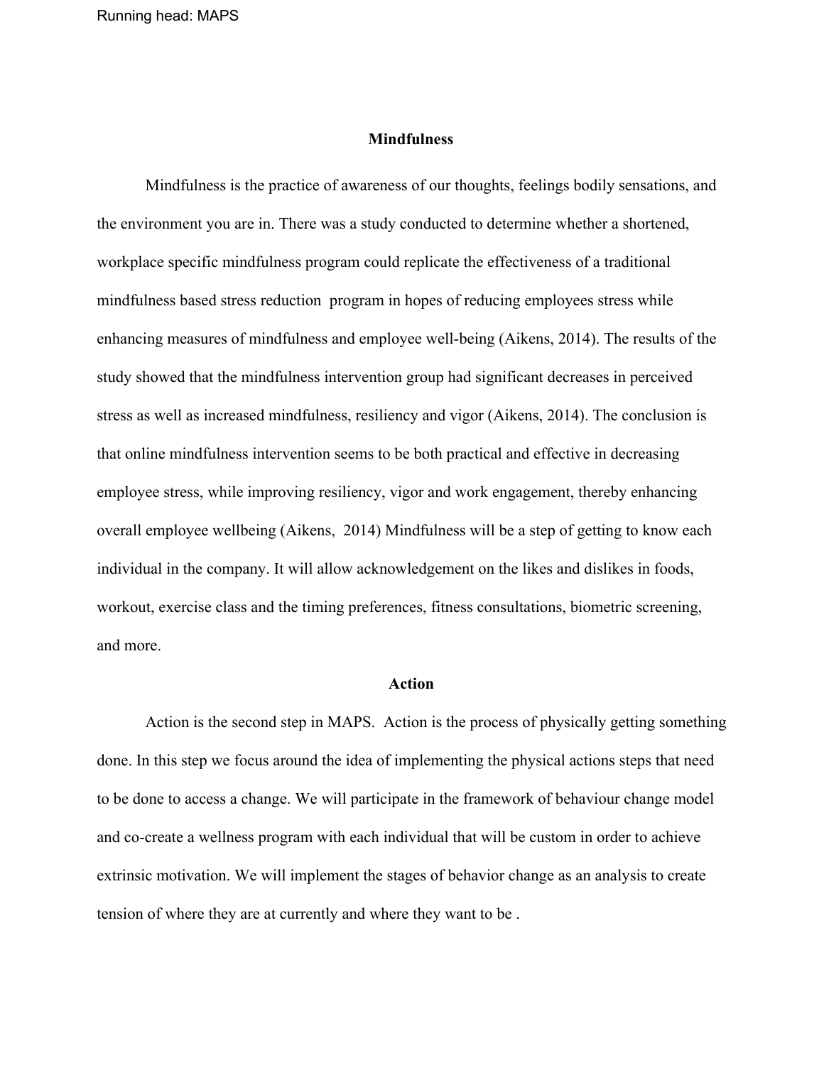## Mindfulness

Mindfulness is the practice of awareness of our thoughts, feelings bodily sensations, and the environment you are in. There was a study conducted to determine whether a shortened, workplace specific mindfulness program could replicate the effectiveness of a traditional mindfulness based stress reduction program in hopes of reducing employees stress while enhancing measures of mindfulness and employee well-being (Aikens, 2014). The results of the study showed that the mindfulness intervention group had significant decreases in perceived stress as well as increased mindfulness, resiliency and vigor (Aikens, 2014). The conclusion is that online mindfulness intervention seems to be both practical and effective in decreasing employee stress, while improving resiliency, vigor and work engagement, thereby enhancing overall employee wellbeing (Aikens, 2014) Mindfulness will be a step of getting to know each individual in the company. It will allow acknowledgement on the likes and dislikes in foods, workout, exercise class and the timing preferences, fitness consultations, biometric screening, and more.

## Action

Action is the second step in MAPS. Action is the process of physically getting something done. In this step we focus around the idea of implementing the physical actions steps that need to be done to access a change. We will participate in the framework of behaviour change model and co-create a wellness program with each individual that will be custom in order to achieve extrinsic motivation. We will implement the stages of behavior change as an analysis to create tension of where they are at currently and where they want to be .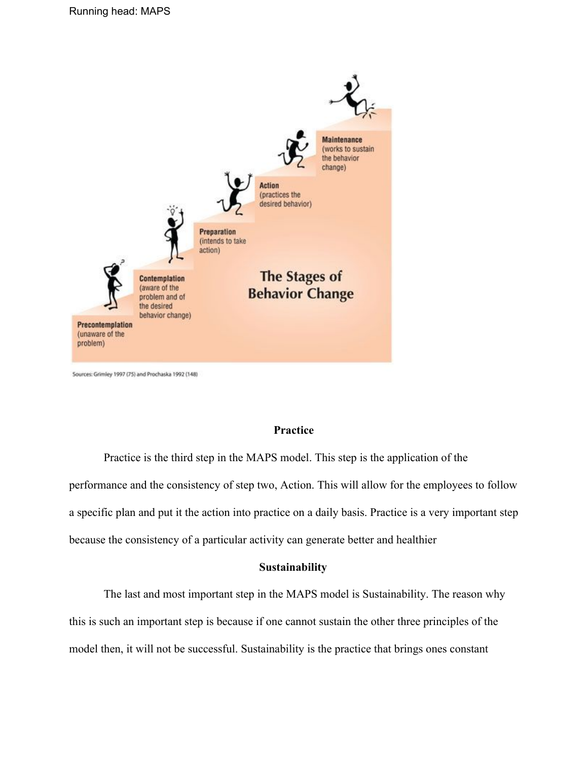**The Stages of Behavior Change**

**Precontemplation** (unaware of the problem)

**Contemplation** (aware of the problem and of the desired behavior change)

**Preparation** (intends to take action)

**Action** (practices the desired behavior)

**Maintenance** (works to sustain the behavior change)

Sources: Grimley 1997 (75) and Prochaska 1992 (148)

## Practice

Practice is the third step in the MAPS model. This step is the application of the performance and the consistency of step two, Action. This will allow for the employees to follow a specific plan and put it the action into practice on a daily basis. Practice is a very important step because the consistency of a particular activity can generate better and healthier

## Sustainability

The last and most important step in the MAPS model is Sustainability. The reason why this is such an important step is because if one cannot sustain the other three principles of the model then, it will not be successful. Sustainability is the practice that brings ones constant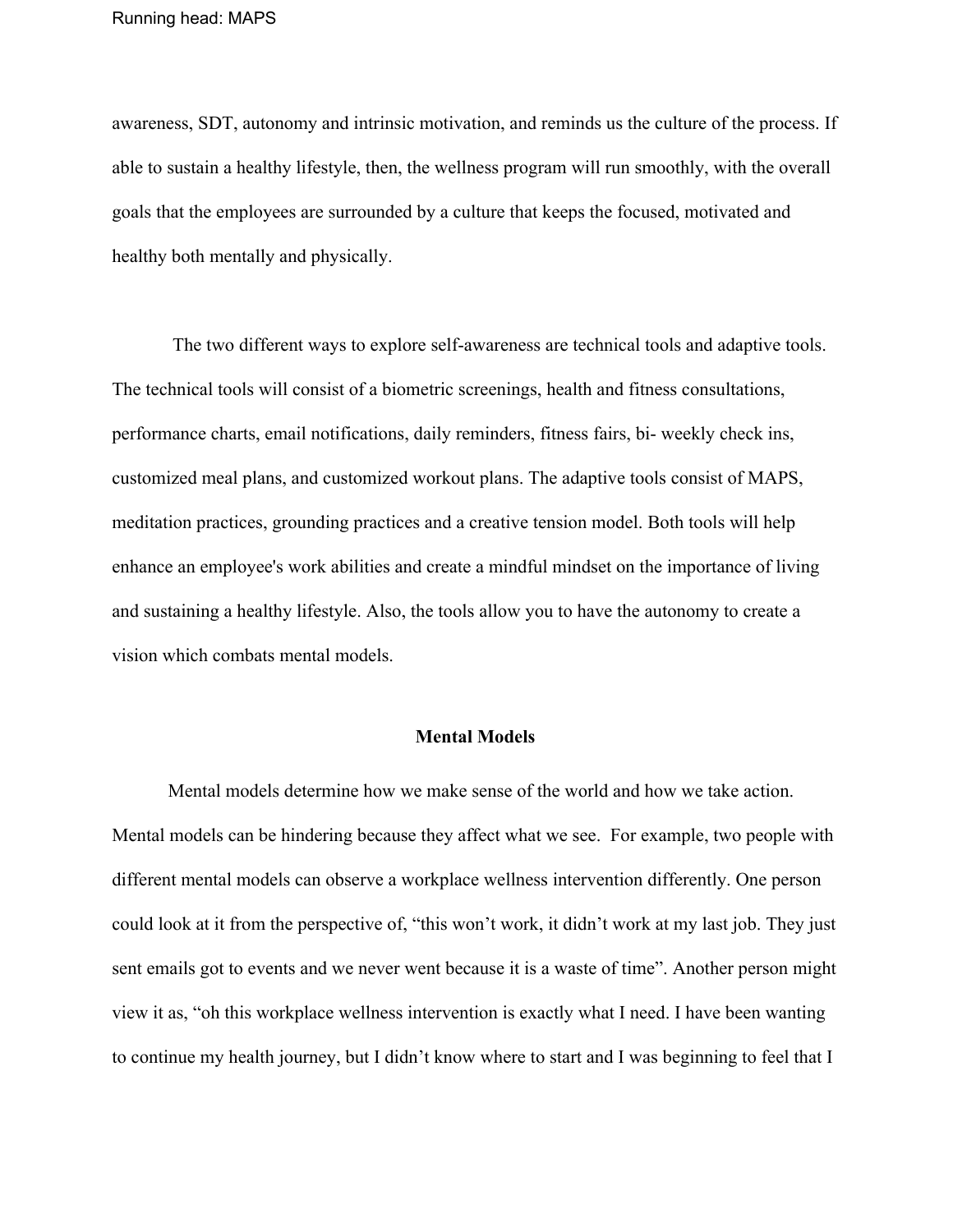awareness, SDT, autonomy and intrinsic motivation, and reminds us the culture of the process. If able to sustain a healthy lifestyle, then, the wellness program will run smoothly, with the overall goals that the employees are surrounded by a culture that keeps the focused, motivated and healthy both mentally and physically.

The two different ways to explore self-awareness are technical tools and adaptive tools. The technical tools will consist of a biometric screenings, health and fitness consultations, performance charts, email notifications, daily reminders, fitness fairs, bi- weekly check ins, customized meal plans, and customized workout plans. The adaptive tools consist of MAPS, meditation practices, grounding practices and a creative tension model. Both tools will help enhance an employee's work abilities and create a mindful mindset on the importance of living and sustaining a healthy lifestyle. Also, the tools allow you to have the autonomy to create a vision which combats mental models.

## Mental Models

Mental models determine how we make sense of the world and how we take action. Mental models can be hindering because they affect what we see. For example, two people with different mental models can observe a workplace wellness intervention differently. One person could look at it from the perspective of, "this won't work, it didn't work at my last job. They just sent emails got to events and we never went because it is a waste of time". Another person might view it as, "oh this workplace wellness intervention is exactly what I need. I have been wanting to continue my health journey, but I didn't know where to start and I was beginning to feel that I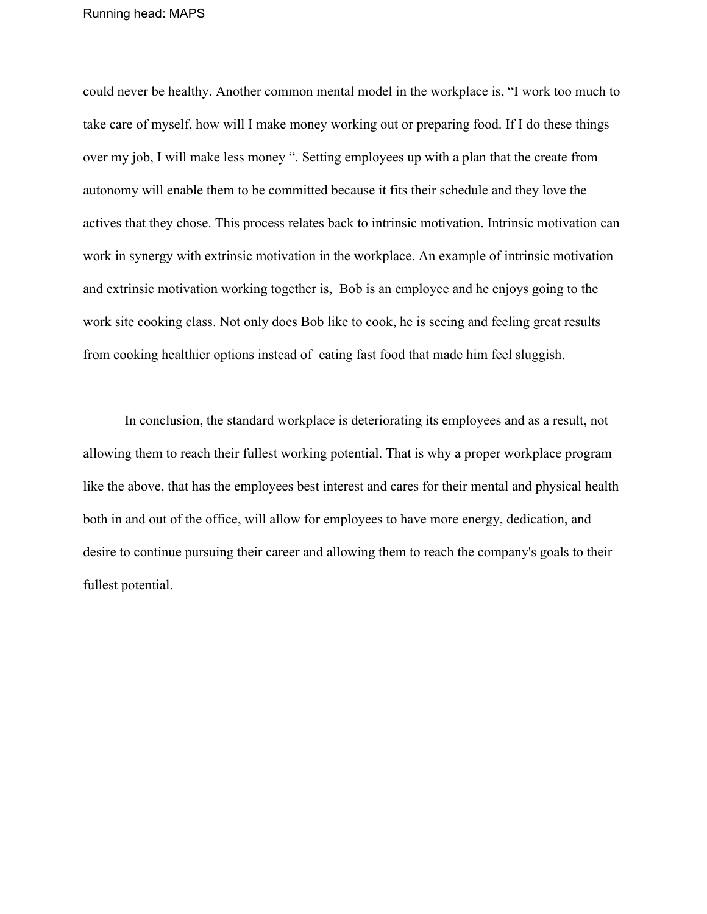could never be healthy. Another common mental model in the workplace is, "I work too much to take care of myself, how will I make money working out or preparing food. If I do these things over my job, I will make less money ". Setting employees up with a plan that the create from autonomy will enable them to be committed because it fits their schedule and they love the actives that they chose. This process relates back to intrinsic motivation. Intrinsic motivation can work in synergy with extrinsic motivation in the workplace. An example of intrinsic motivation and extrinsic motivation working together is, Bob is an employee and he enjoys going to the work site cooking class. Not only does Bob like to cook, he is seeing and feeling great results from cooking healthier options instead of eating fast food that made him feel sluggish.

In conclusion, the standard workplace is deteriorating its employees and as a result, not allowing them to reach their fullest working potential. That is why a proper workplace program like the above, that has the employees best interest and cares for their mental and physical health both in and out of the office, will allow for employees to have more energy, dedication, and desire to continue pursuing their career and allowing them to reach the company's goals to their fullest potential.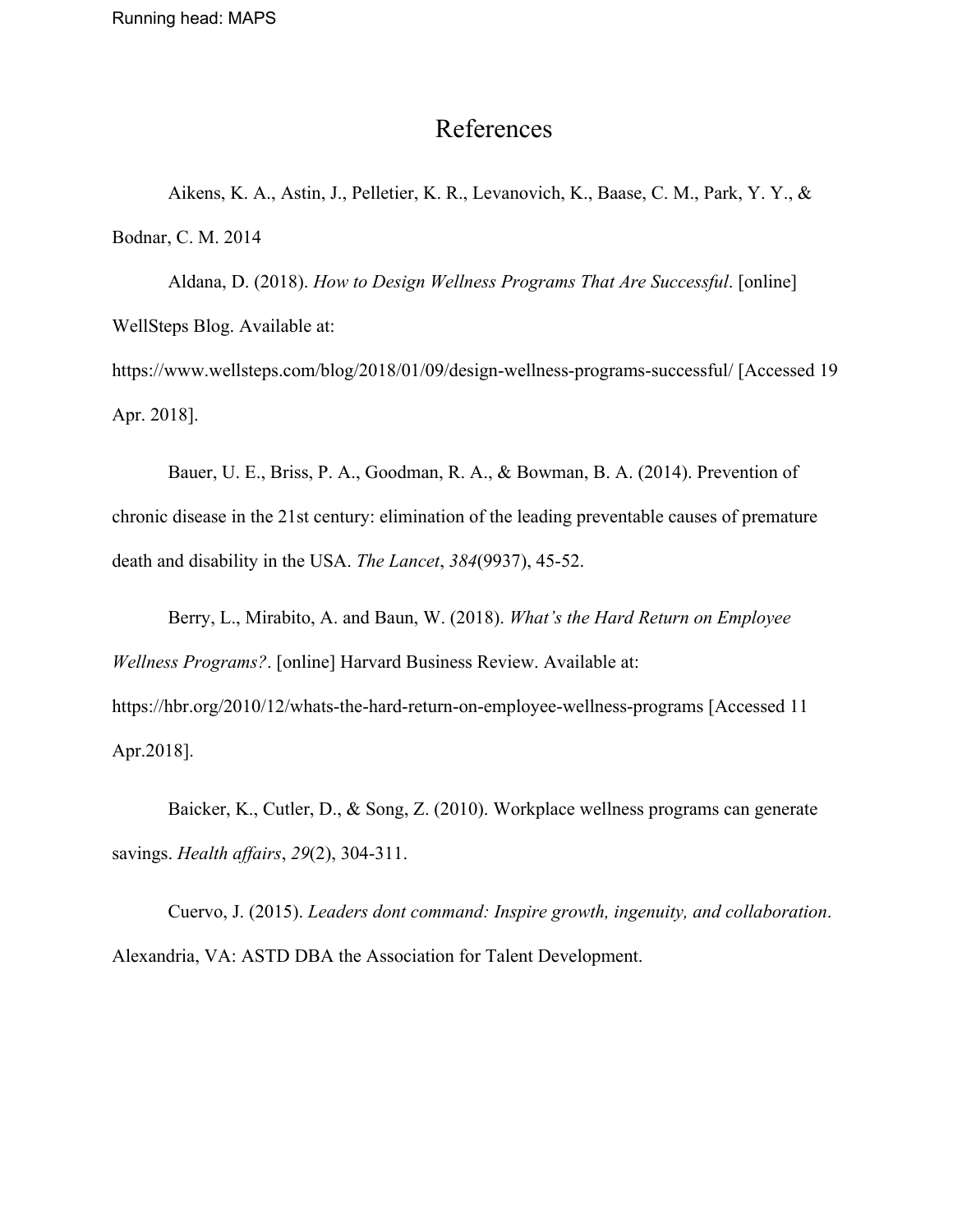# References

Aikens, K. A., Astin, J., Pelletier, K. R., Levanovich, K., Baase, C. M., Park, Y. Y., & Bodnar, C. M. 2014

Aldana, D. (2018). *How to Design Wellness Programs That Are Successful*. [online] WellSteps Blog. Available at: https://www.wellsteps.com/blog/2018/01/09/design-wellness-programs-successful/ [Accessed 19 Apr. 2018].

Bauer, U. E., Briss, P. A., Goodman, R. A., & Bowman, B. A. (2014). Prevention of chronic disease in the 21st century: elimination of the leading preventable causes of premature death and disability in the USA. *The Lancet*, *384*(9937), 45-52.

Berry, L., Mirabito, A. and Baun, W. (2018). *What's the Hard Return on Employee Wellness Programs?*. [online] Harvard Business Review. Available at: https://hbr.org/2010/12/whats-the-hard-return-on-employee-wellness-programs [Accessed 11 Apr.2018].

Baicker, K., Cutler, D., & Song, Z. (2010). Workplace wellness programs can generate savings. *Health affairs*, *29*(2), 304-311.

Cuervo, J. (2015). *Leaders dont command: Inspire growth, ingenuity, and collaboration*. Alexandria, VA: ASTD DBA the Association for Talent Development.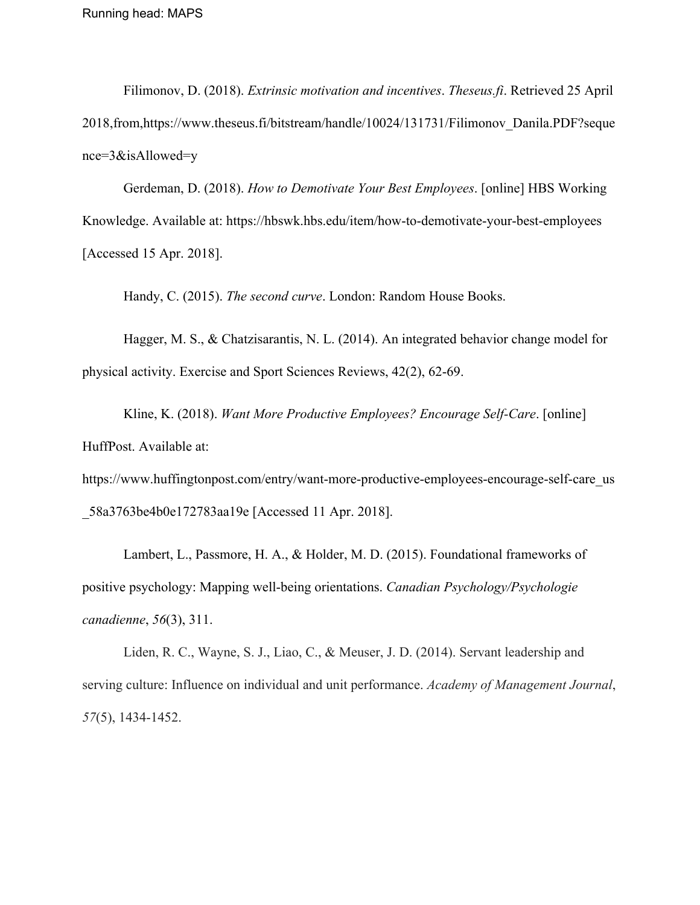Filimonov, D. (2018). *Extrinsic motivation and incentives*. *Theseus.fi*. Retrieved 25 April 2018,from,https://www.theseus.fi/bitstream/handle/10024/131731/Filimonov_Danila.PDF?sequence=3&isAllowed=y

Gerdeman, D. (2018). *How to Demotivate Your Best Employees*. [online] HBS Working Knowledge. Available at: https://hbswk.hbs.edu/item/how-to-demotivate-your-best-employees [Accessed 15 Apr. 2018].

Handy, C. (2015). *The second curve*. London: Random House Books.

Hagger, M. S., & Chatzisarantis, N. L. (2014). An integrated behavior change model for physical activity. Exercise and Sport Sciences Reviews, 42(2), 62-69.

Kline, K. (2018). *Want More Productive Employees? Encourage Self-Care*. [online] HuffPost. Available at: https://www.huffingtonpost.com/entry/want-more-productive-employees-encourage-self-care_us_58a3763be4b0e172783aa19e [Accessed 11 Apr. 2018].

Lambert, L., Passmore, H. A., & Holder, M. D. (2015). Foundational frameworks of positive psychology: Mapping well-being orientations. *Canadian Psychology/Psychologie canadienne*, *56*(3), 311.

Liden, R. C., Wayne, S. J., Liao, C., & Meuser, J. D. (2014). Servant leadership and serving culture: Influence on individual and unit performance. *Academy of Management Journal*, *57*(5), 1434-1452.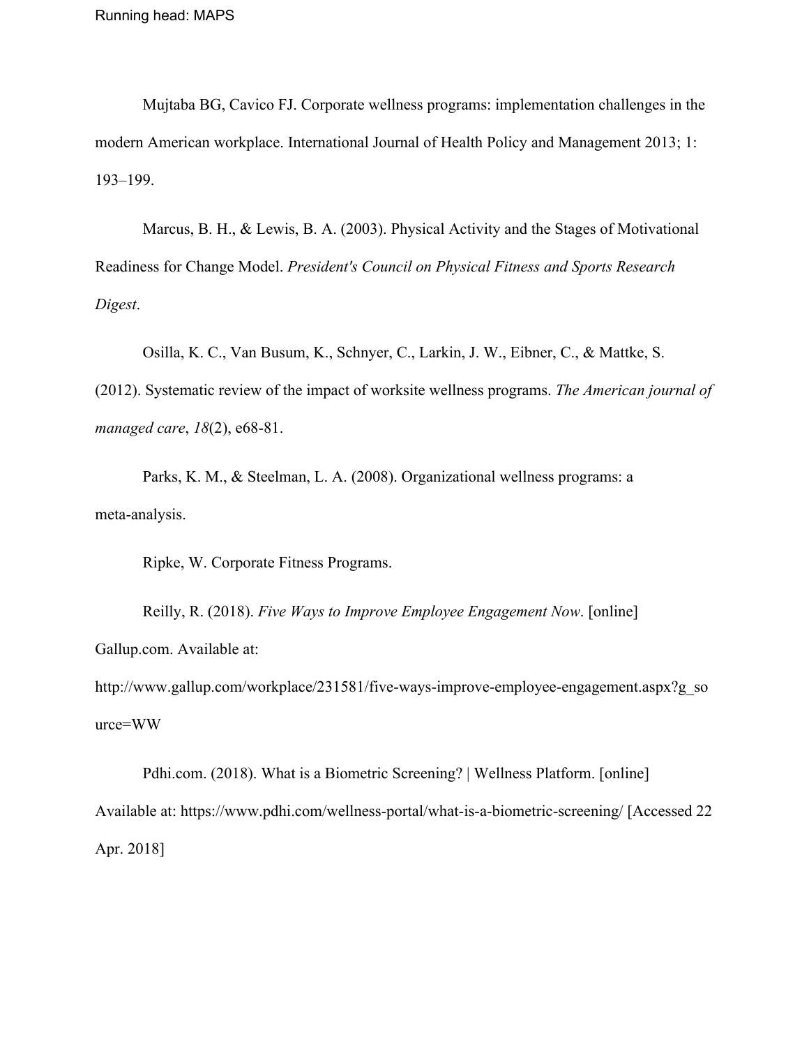Mujtaba BG, Cavico FJ. Corporate wellness programs: implementation challenges in the modern American workplace. International Journal of Health Policy and Management 2013; 1: 193–199.

Marcus, B. H., & Lewis, B. A. (2003). Physical Activity and the Stages of Motivational Readiness for Change Model. *President's Council on Physical Fitness and Sports Research Digest*.

Osilla, K. C., Van Busum, K., Schnyer, C., Larkin, J. W., Eibner, C., & Mattke, S. (2012). Systematic review of the impact of worksite wellness programs. *The American journal of managed care*, *18*(2), e68-81.

Parks, K. M., & Steelman, L. A. (2008). Organizational wellness programs: a meta-analysis.

Ripke, W. Corporate Fitness Programs.

Reilly, R. (2018). *Five Ways to Improve Employee Engagement Now*. [online] Gallup.com. Available at: http://www.gallup.com/workplace/231581/five-ways-improve-employee-engagement.aspx?g_source=WW

Pdhi.com. (2018). What is a Biometric Screening? | Wellness Platform. [online] Available at: https://www.pdhi.com/wellness-portal/what-is-a-biometric-screening/ [Accessed 22 Apr. 2018]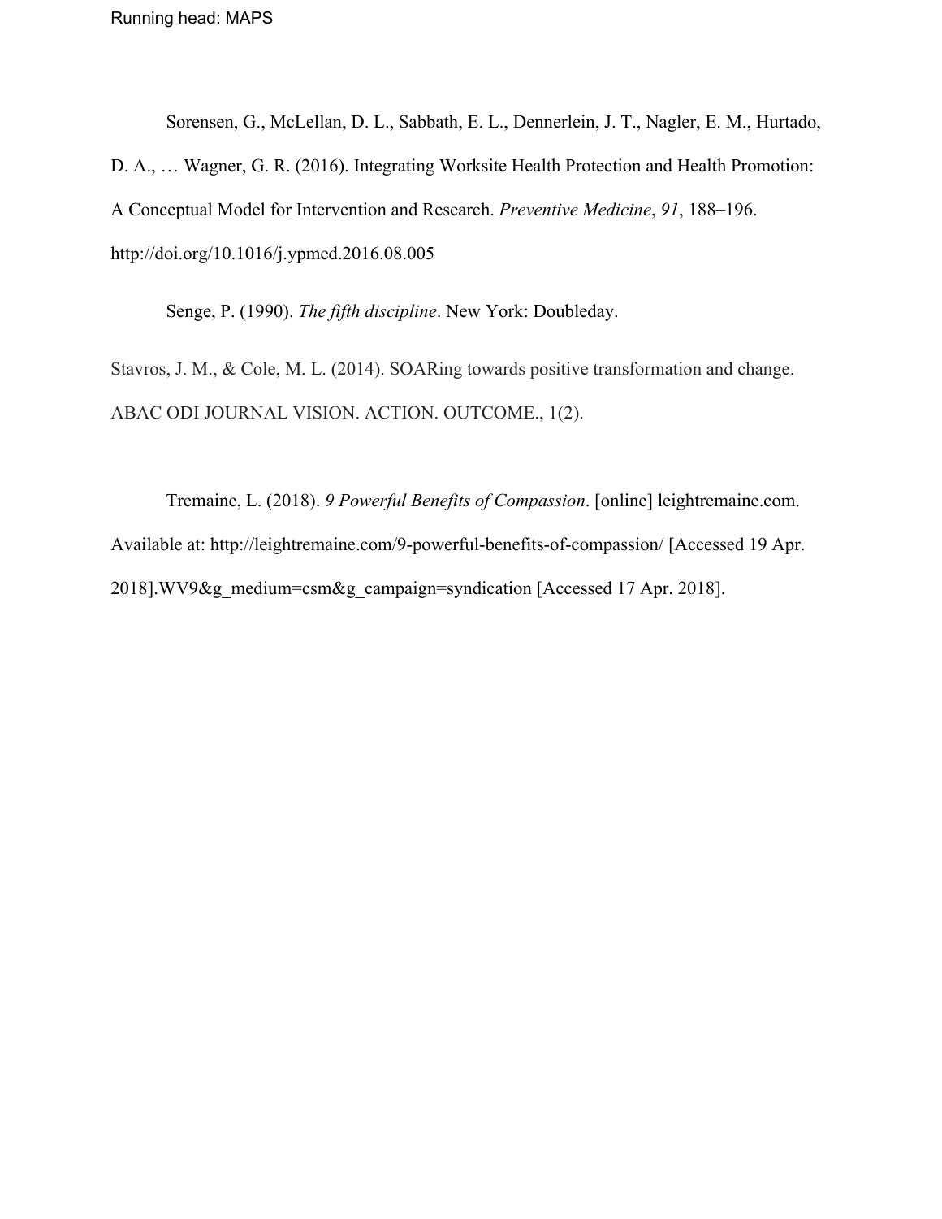Sorensen, G., McLellan, D. L., Sabbath, E. L., Dennerlein, J. T., Nagler, E. M., Hurtado, D. A., … Wagner, G. R. (2016). Integrating Worksite Health Protection and Health Promotion: A Conceptual Model for Intervention and Research. *Preventive Medicine*, *91*, 188–196. http://doi.org/10.1016/j.ypmed.2016.08.005

Senge, P. (1990). *The fifth discipline*. New York: Doubleday.

Stavros, J. M., & Cole, M. L. (2014). SOARing towards positive transformation and change. ABAC ODI JOURNAL VISION. ACTION. OUTCOME., 1(2).

Tremaine, L. (2018). *9 Powerful Benefits of Compassion*. [online] leightremaine.com. Available at: http://leightremaine.com/9-powerful-benefits-of-compassion/ [Accessed 19 Apr. 2018].WV9&g_medium=csm&g_campaign=syndication [Accessed 17 Apr. 2018].